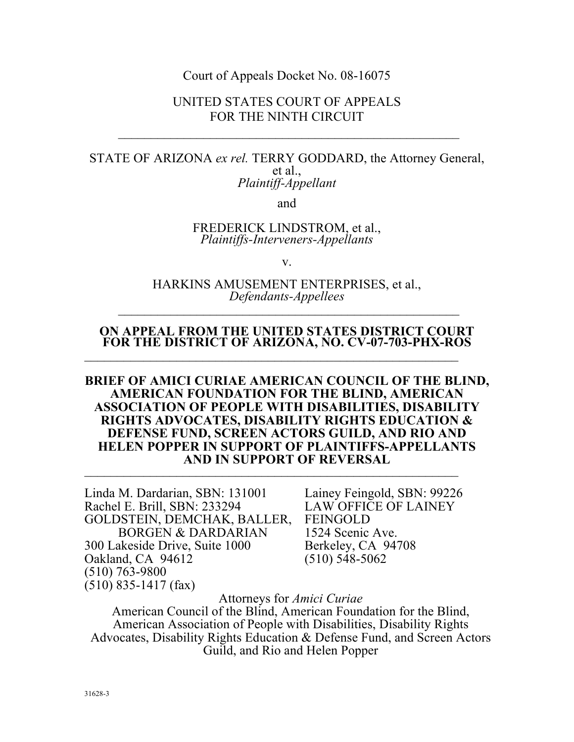Court of Appeals Docket No. 08-16075

UNITED STATES COURT OF APPEALS
FOR THE NINTH CIRCUIT

---

STATE OF ARIZONA *ex rel.* TERRY GODDARD, the Attorney General, et al.,
*Plaintiff-Appellant*

and

FREDERICK LINDSTROM, et al.,
*Plaintiffs-Interveners-Appellants*

v.

HARKINS AMUSEMENT ENTERPRISES, et al.,
*Defendants-Appellees*

---

**ON APPEAL FROM THE UNITED STATES DISTRICT COURT FOR THE DISTRICT OF ARIZONA, NO. CV-07-703-PHX-ROS**

---

**BRIEF OF AMICI CURIAE AMERICAN COUNCIL OF THE BLIND, AMERICAN FOUNDATION FOR THE BLIND, AMERICAN ASSOCIATION OF PEOPLE WITH DISABILITIES, DISABILITY RIGHTS ADVOCATES, DISABILITY RIGHTS EDUCATION & DEFENSE FUND, SCREEN ACTORS GUILD, AND RIO AND HELEN POPPER IN SUPPORT OF PLAINTIFFS-APPELLANTS AND IN SUPPORT OF REVERSAL**

---

Linda M. Dardarian, SBN: 131001
Rachel E. Brill, SBN: 233294
GOLDSTEIN, DEMCHAK, BALLER, BORGEN & DARDARIAN
300 Lakeside Drive, Suite 1000
Oakland, CA 94612
(510) 763-9800
(510) 835-1417 (fax)

Lainey Feingold, SBN: 99226
LAW OFFICE OF LAINEY FEINGOLD
1524 Scenic Ave.
Berkeley, CA 94708
(510) 548-5062

Attorneys for *Amici Curiae*
American Council of the Blind, American Foundation for the Blind, American Association of People with Disabilities, Disability Rights Advocates, Disability Rights Education & Defense Fund, and Screen Actors Guild, and Rio and Helen Popper

31628-3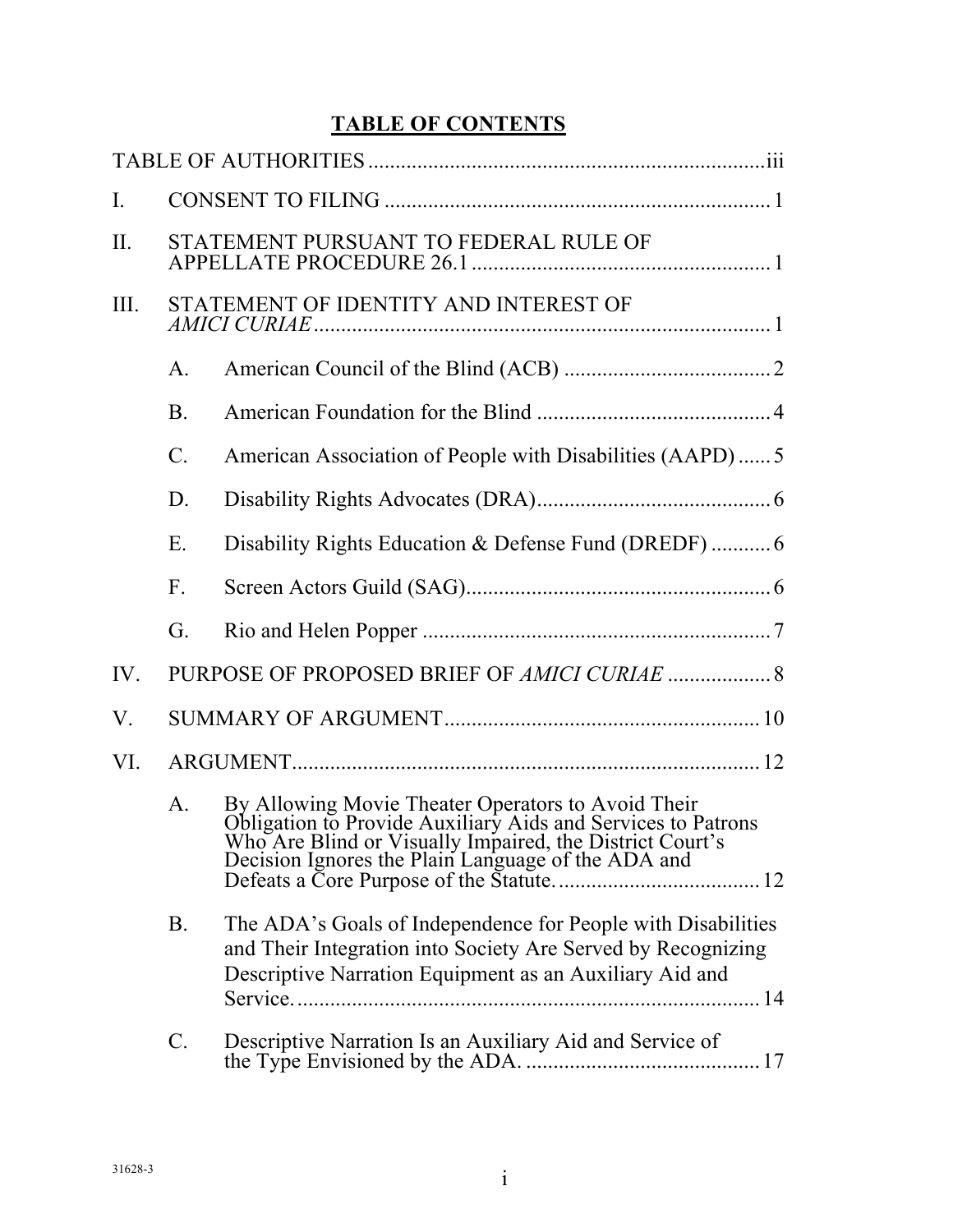# TABLE OF CONTENTS

TABLE OF AUTHORITIES ........................................................................iii

I. CONSENT TO FILING ...................................................................... 1

II. STATEMENT PURSUANT TO FEDERAL RULE OF APPELLATE PROCEDURE 26.1 ...................................................... 1

III. STATEMENT OF IDENTITY AND INTEREST OF *AMICI CURIAE* ................................................................................... 1

- A. American Council of the Blind (ACB) ..................................... 2
- B. American Foundation for the Blind ........................................... 4
- C. American Association of People with Disabilities (AAPD) ...... 5
- D. Disability Rights Advocates (DRA)........................................... 6
- E. Disability Rights Education & Defense Fund (DREDF) ........... 6
- F. Screen Actors Guild (SAG)........................................................ 6
- G. Rio and Helen Popper ................................................................ 7

IV. PURPOSE OF PROPOSED BRIEF OF *AMICI CURIAE* .................. 8

V. SUMMARY OF ARGUMENT......................................................... 10

VI. ARGUMENT..................................................................................... 12

- A. By Allowing Movie Theater Operators to Avoid Their Obligation to Provide Auxiliary Aids and Services to Patrons Who Are Blind or Visually Impaired, the District Court's Decision Ignores the Plain Language of the ADA and Defeats a Core Purpose of the Statute...................................... 12
- B. The ADA's Goals of Independence for People with Disabilities and Their Integration into Society Are Served by Recognizing Descriptive Narration Equipment as an Auxiliary Aid and Service...................................................................................... 14
- C. Descriptive Narration Is an Auxiliary Aid and Service of the Type Envisioned by the ADA. ........................................... 17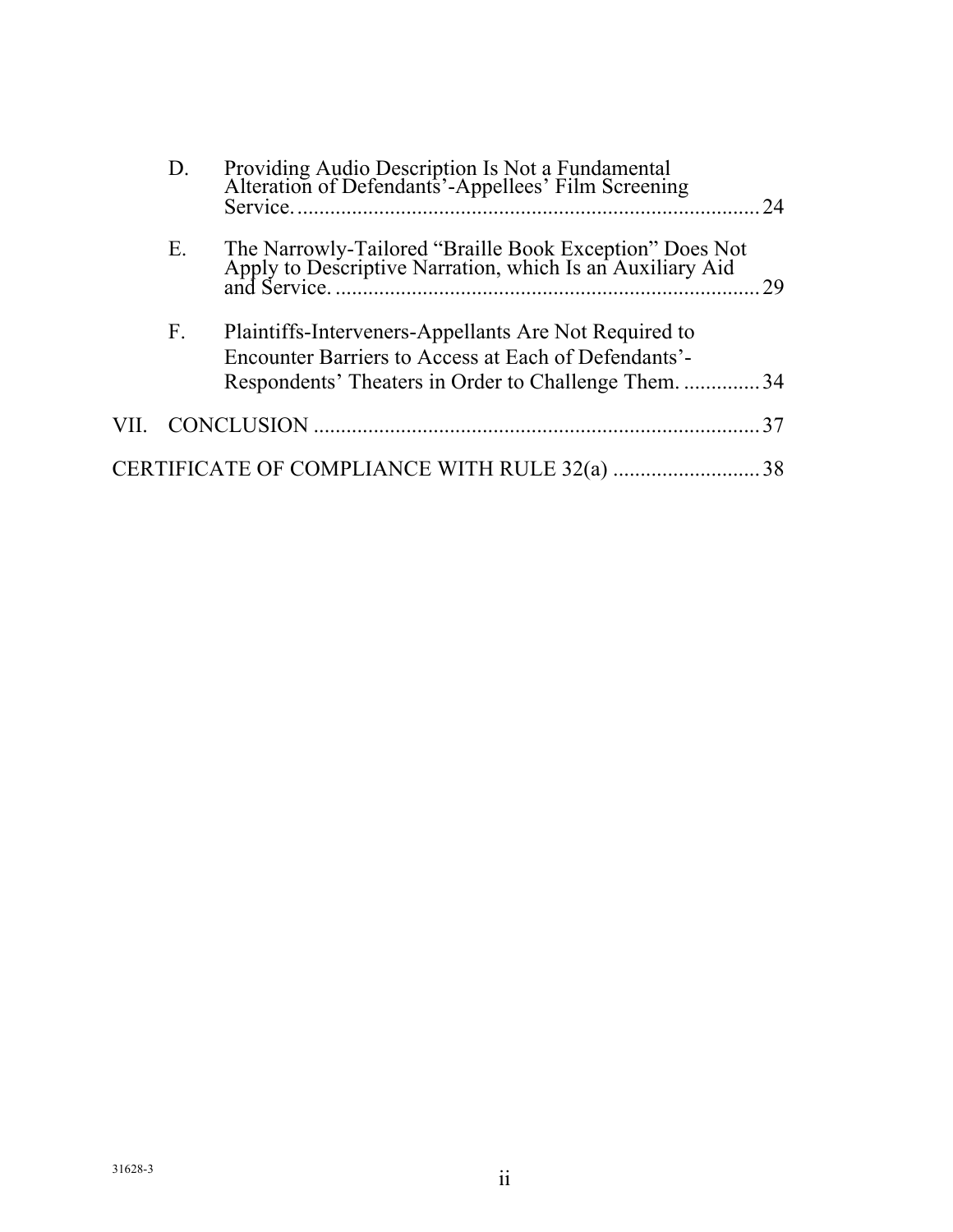D. Providing Audio Description Is Not a Fundamental Alteration of Defendants'-Appellees' Film Screening Service. .................................................................................... 24

E. The Narrowly-Tailored "Braille Book Exception" Does Not Apply to Descriptive Narration, which Is an Auxiliary Aid and Service. ............................................................................ 29

F. Plaintiffs-Interveners-Appellants Are Not Required to Encounter Barriers to Access at Each of Defendants'-Respondents' Theaters in Order to Challenge Them. .............. 34

VII. CONCLUSION ................................................................................. 37

CERTIFICATE OF COMPLIANCE WITH RULE 32(a) ........................... 38

31628-3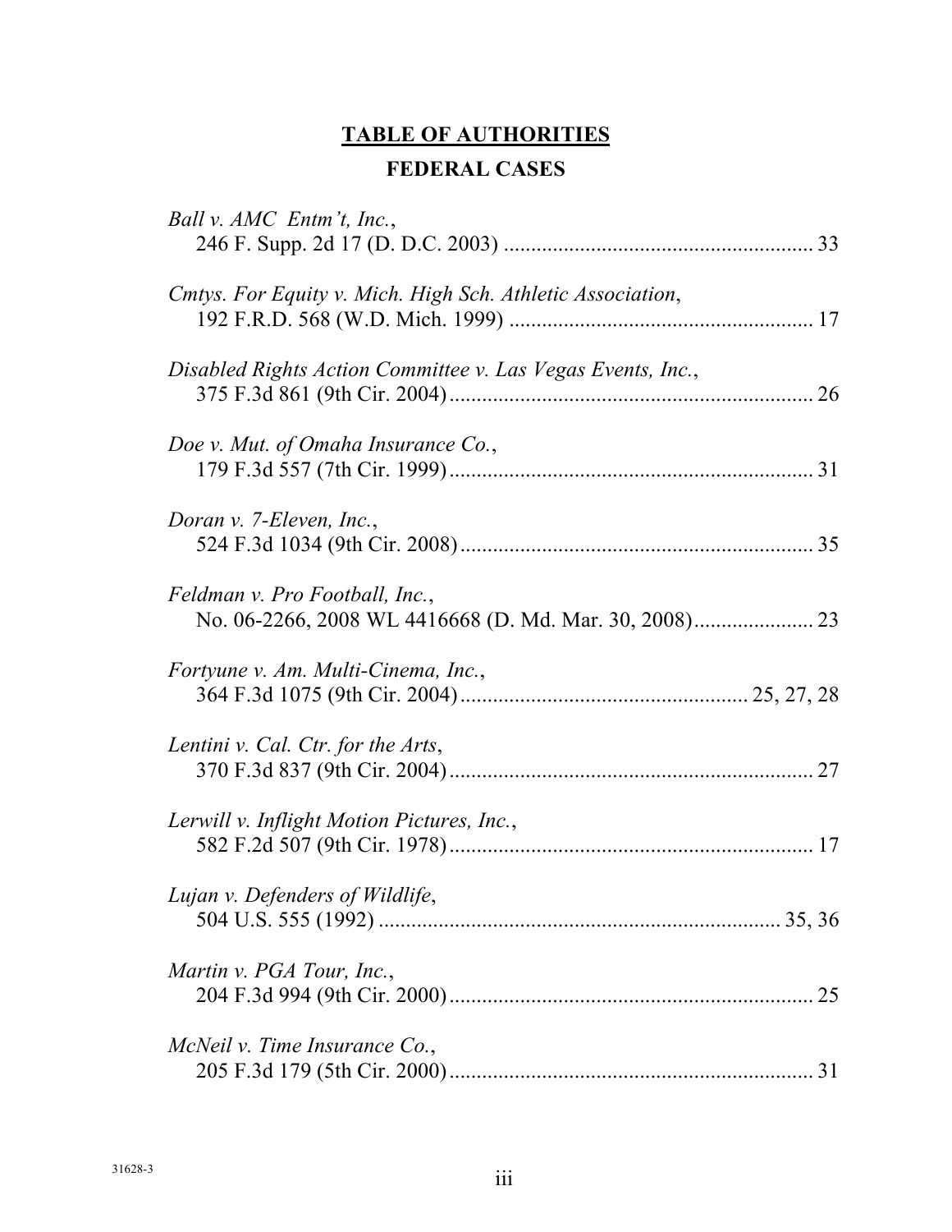# **TABLE OF AUTHORITIES**

## **FEDERAL CASES**

*Ball v. AMC Entm't, Inc.*,
246 F. Supp. 2d 17 (D. D.C. 2003) ........................................................ 33

*Cmtys. For Equity v. Mich. High Sch. Athletic Association*,
192 F.R.D. 568 (W.D. Mich. 1999) ....................................................... 17

*Disabled Rights Action Committee v. Las Vegas Events, Inc.*,
375 F.3d 861 (9th Cir. 2004).................................................................. 26

*Doe v. Mut. of Omaha Insurance Co.*,
179 F.3d 557 (7th Cir. 1999).................................................................. 31

*Doran v. 7-Eleven, Inc.*,
524 F.3d 1034 (9th Cir. 2008)................................................................ 35

*Feldman v. Pro Football, Inc.*,
No. 06-2266, 2008 WL 4416668 (D. Md. Mar. 30, 2008)...................... 23

*Fortyune v. Am. Multi-Cinema, Inc.*,
364 F.3d 1075 (9th Cir. 2004).................................................... 25, 27, 28

*Lentini v. Cal. Ctr. for the Arts*,
370 F.3d 837 (9th Cir. 2004).................................................................. 27

*Lerwill v. Inflight Motion Pictures, Inc.*,
582 F.2d 507 (9th Cir. 1978).................................................................. 17

*Lujan v. Defenders of Wildlife*,
504 U.S. 555 (1992) ......................................................................... 35, 36

*Martin v. PGA Tour, Inc.*,
204 F.3d 994 (9th Cir. 2000).................................................................. 25

*McNeil v. Time Insurance Co.*,
205 F.3d 179 (5th Cir. 2000).................................................................. 31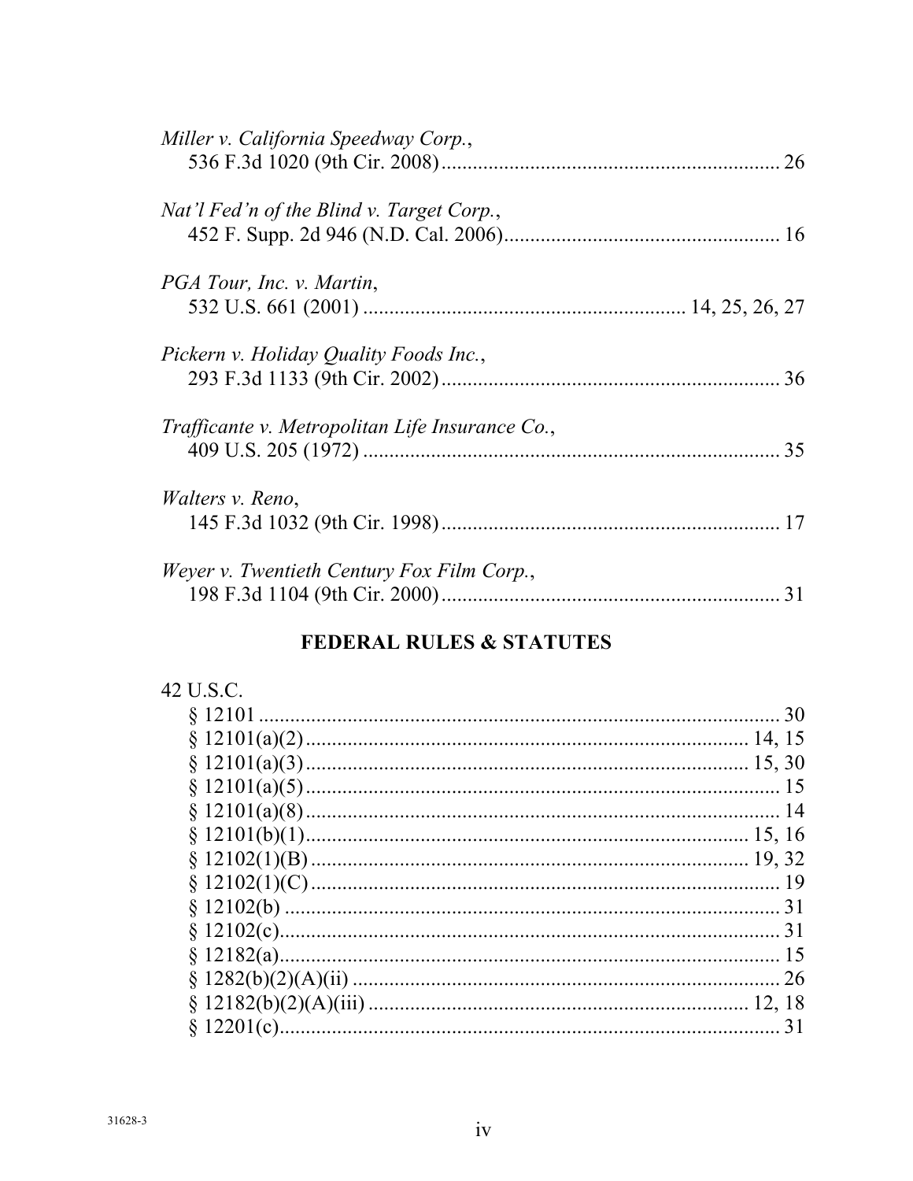*Miller v. California Speedway Corp.*,
536 F.3d 1020 (9th Cir. 2008) ................................................................ 26

*Nat'l Fed'n of the Blind v. Target Corp.*,
452 F. Supp. 2d 946 (N.D. Cal. 2006) .................................................... 16

*PGA Tour, Inc. v. Martin*,
532 U.S. 661 (2001) ............................................................ 14, 25, 26, 27

*Pickern v. Holiday Quality Foods Inc.*,
293 F.3d 1133 (9th Cir. 2002) ................................................................ 36

*Trafficante v. Metropolitan Life Insurance Co.*,
409 U.S. 205 (1972) ............................................................................... 35

*Walters v. Reno*,
145 F.3d 1032 (9th Cir. 1998) ................................................................ 17

*Weyer v. Twentieth Century Fox Film Corp.*,
198 F.3d 1104 (9th Cir. 2000) ................................................................ 31

## FEDERAL RULES & STATUTES

42 U.S.C.

§ 12101 ........................................................................................... 30
§ 12101(a)(2) .......................................................................... 14, 15
§ 12101(a)(3) .......................................................................... 15, 30
§ 12101(a)(5) ................................................................................ 15
§ 12101(a)(8) ................................................................................ 14
§ 12101(b)(1) .......................................................................... 15, 16
§ 12102(1)(B) .......................................................................... 19, 32
§ 12102(1)(C) ................................................................................ 19
§ 12102(b) ..................................................................................... 31
§ 12102(c) ...................................................................................... 31
§ 12182(a) ...................................................................................... 15
§ 1282(b)(2)(A)(ii) ......................................................................... 26
§ 12182(b)(2)(A)(iii) ............................................................... 12, 18
§ 12201(c) ...................................................................................... 31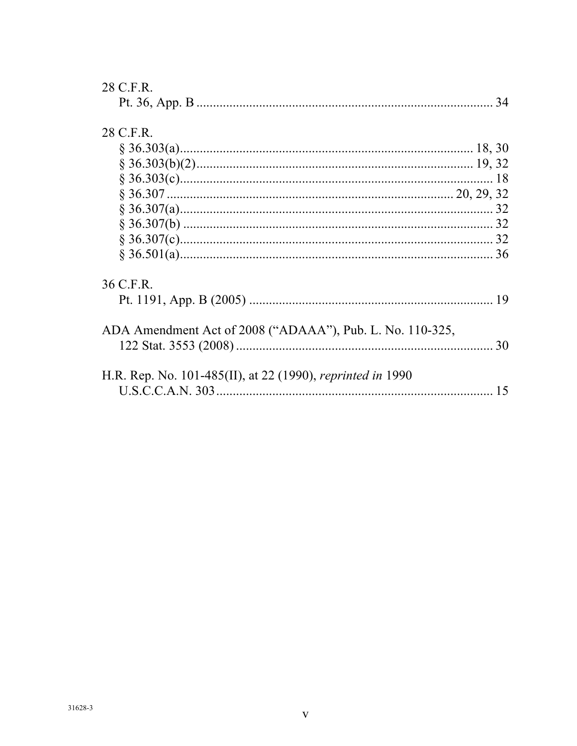28 C.F.R.
Pt. 36, App. B ........................................................................................ 34

28 C.F.R.
§ 36.303(a)......................................................................................... 18, 30
§ 36.303(b)(2).................................................................................... 19, 32
§ 36.303(c)............................................................................................. 18
§ 36.307 ...................................................................................... 20, 29, 32
§ 36.307(a)............................................................................................. 32
§ 36.307(b) ............................................................................................. 32
§ 36.307(c)............................................................................................. 32
§ 36.501(a)............................................................................................. 36

36 C.F.R.
Pt. 1191, App. B (2005) ......................................................................... 19

ADA Amendment Act of 2008 ("ADAAA"), Pub. L. No. 110-325,
122 Stat. 3553 (2008) ............................................................................. 30

H.R. Rep. No. 101-485(II), at 22 (1990), *reprinted in* 1990
U.S.C.C.A.N. 303 ................................................................................... 15

31628-3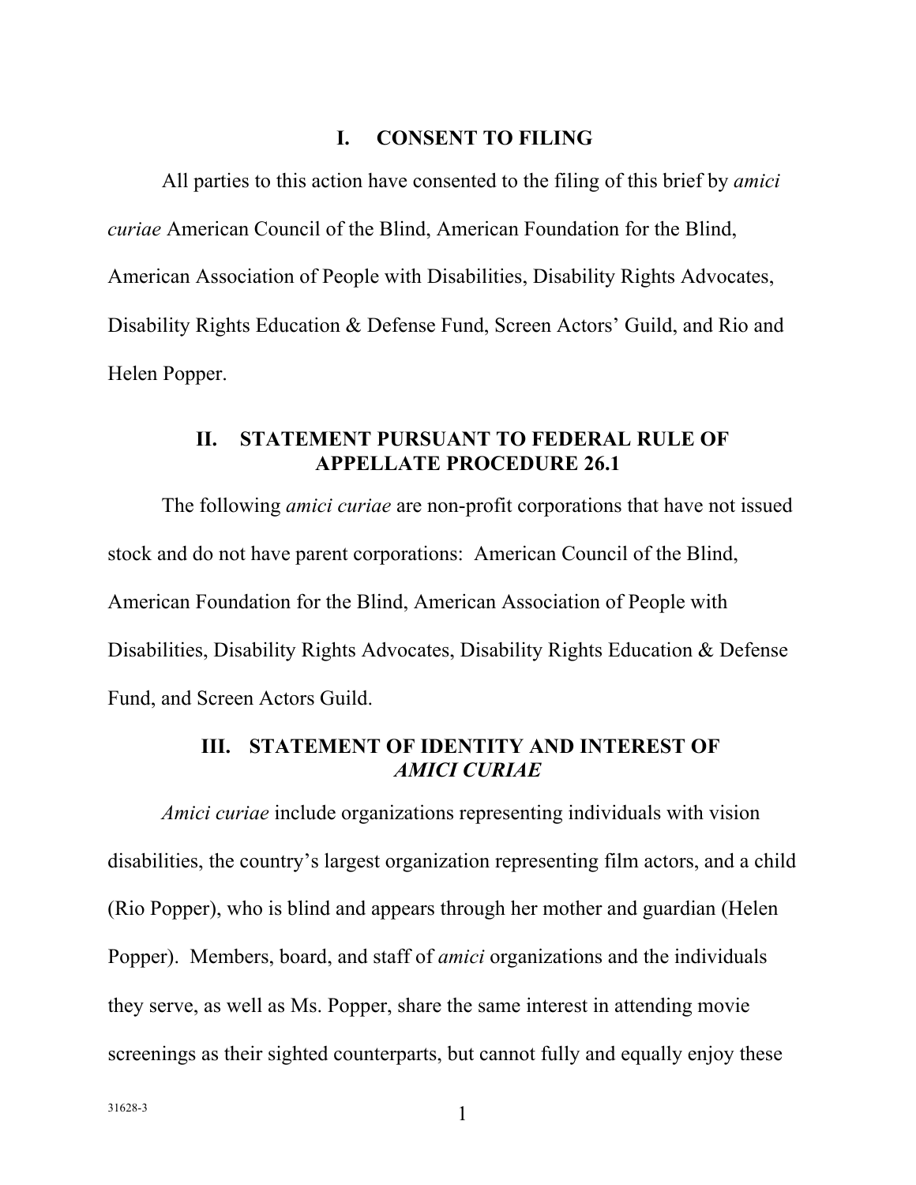## I. CONSENT TO FILING

All parties to this action have consented to the filing of this brief by *amici curiae* American Council of the Blind, American Foundation for the Blind, American Association of People with Disabilities, Disability Rights Advocates, Disability Rights Education & Defense Fund, Screen Actors' Guild, and Rio and Helen Popper.

## II. STATEMENT PURSUANT TO FEDERAL RULE OF APPELLATE PROCEDURE 26.1

The following *amici curiae* are non-profit corporations that have not issued stock and do not have parent corporations: American Council of the Blind, American Foundation for the Blind, American Association of People with Disabilities, Disability Rights Advocates, Disability Rights Education & Defense Fund, and Screen Actors Guild.

## III. STATEMENT OF IDENTITY AND INTEREST OF *AMICI CURIAE*

*Amici curiae* include organizations representing individuals with vision disabilities, the country's largest organization representing film actors, and a child (Rio Popper), who is blind and appears through her mother and guardian (Helen Popper). Members, board, and staff of *amici* organizations and the individuals they serve, as well as Ms. Popper, share the same interest in attending movie screenings as their sighted counterparts, but cannot fully and equally enjoy these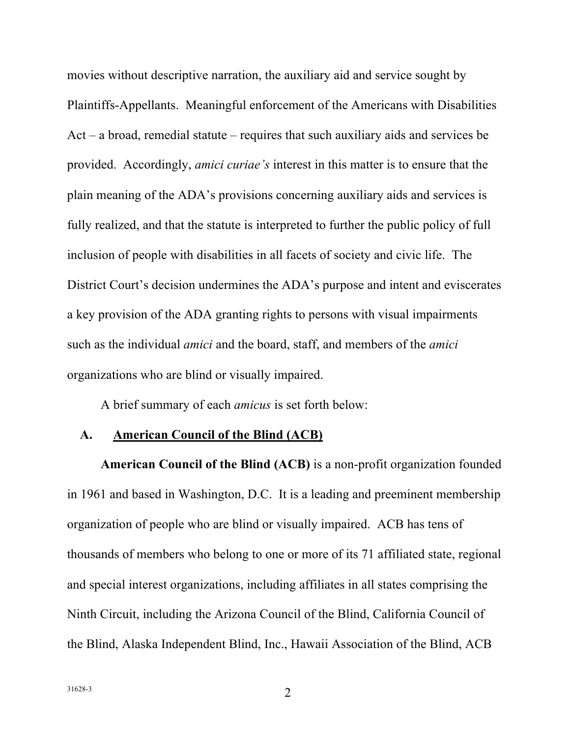movies without descriptive narration, the auxiliary aid and service sought by Plaintiffs-Appellants. Meaningful enforcement of the Americans with Disabilities Act – a broad, remedial statute – requires that such auxiliary aids and services be provided. Accordingly, *amici curiae's* interest in this matter is to ensure that the plain meaning of the ADA's provisions concerning auxiliary aids and services is fully realized, and that the statute is interpreted to further the public policy of full inclusion of people with disabilities in all facets of society and civic life. The District Court's decision undermines the ADA's purpose and intent and eviscerates a key provision of the ADA granting rights to persons with visual impairments such as the individual *amici* and the board, staff, and members of the *amici* organizations who are blind or visually impaired.

A brief summary of each *amicus* is set forth below:

### A. American Council of the Blind (ACB)

**American Council of the Blind (ACB)** is a non-profit organization founded in 1961 and based in Washington, D.C. It is a leading and preeminent membership organization of people who are blind or visually impaired. ACB has tens of thousands of members who belong to one or more of its 71 affiliated state, regional and special interest organizations, including affiliates in all states comprising the Ninth Circuit, including the Arizona Council of the Blind, California Council of the Blind, Alaska Independent Blind, Inc., Hawaii Association of the Blind, ACB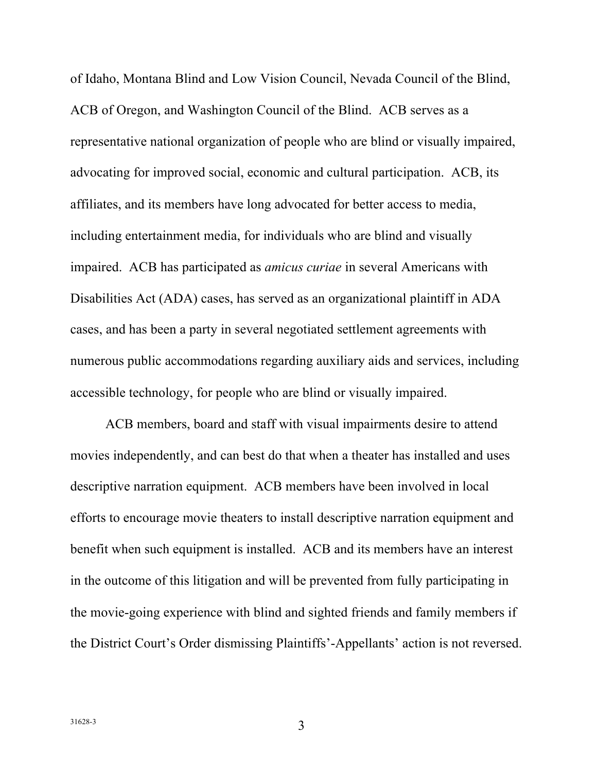of Idaho, Montana Blind and Low Vision Council, Nevada Council of the Blind, ACB of Oregon, and Washington Council of the Blind. ACB serves as a representative national organization of people who are blind or visually impaired, advocating for improved social, economic and cultural participation. ACB, its affiliates, and its members have long advocated for better access to media, including entertainment media, for individuals who are blind and visually impaired. ACB has participated as *amicus curiae* in several Americans with Disabilities Act (ADA) cases, has served as an organizational plaintiff in ADA cases, and has been a party in several negotiated settlement agreements with numerous public accommodations regarding auxiliary aids and services, including accessible technology, for people who are blind or visually impaired.

ACB members, board and staff with visual impairments desire to attend movies independently, and can best do that when a theater has installed and uses descriptive narration equipment. ACB members have been involved in local efforts to encourage movie theaters to install descriptive narration equipment and benefit when such equipment is installed. ACB and its members have an interest in the outcome of this litigation and will be prevented from fully participating in the movie-going experience with blind and sighted friends and family members if the District Court's Order dismissing Plaintiffs'-Appellants' action is not reversed.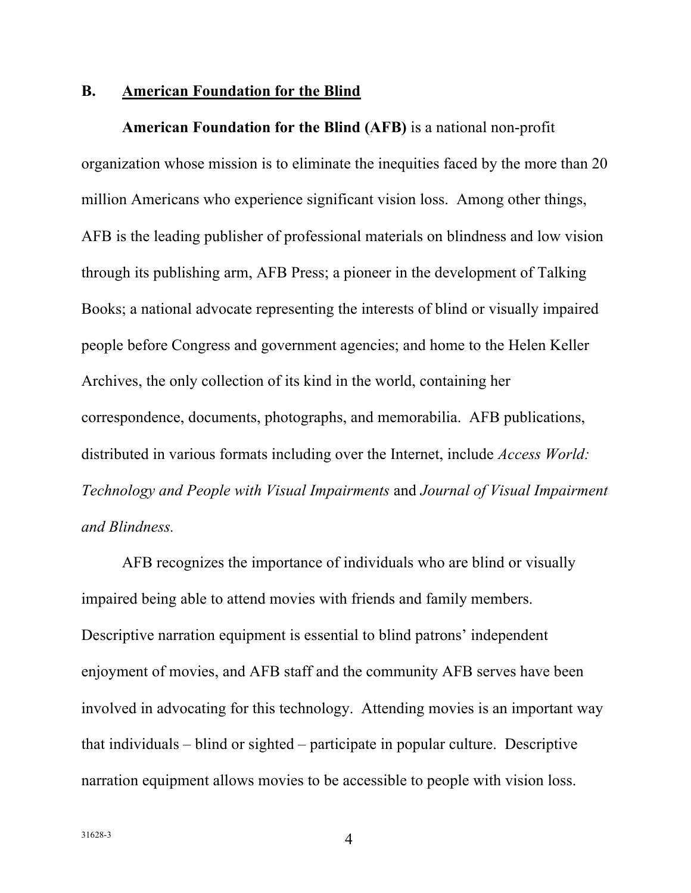## B. <u>American Foundation for the Blind</u>

**American Foundation for the Blind (AFB)** is a national non-profit organization whose mission is to eliminate the inequities faced by the more than 20 million Americans who experience significant vision loss. Among other things, AFB is the leading publisher of professional materials on blindness and low vision through its publishing arm, AFB Press; a pioneer in the development of Talking Books; a national advocate representing the interests of blind or visually impaired people before Congress and government agencies; and home to the Helen Keller Archives, the only collection of its kind in the world, containing her correspondence, documents, photographs, and memorabilia. AFB publications, distributed in various formats including over the Internet, include *Access World: Technology and People with Visual Impairments* and *Journal of Visual Impairment and Blindness.*

AFB recognizes the importance of individuals who are blind or visually impaired being able to attend movies with friends and family members. Descriptive narration equipment is essential to blind patrons' independent enjoyment of movies, and AFB staff and the community AFB serves have been involved in advocating for this technology. Attending movies is an important way that individuals – blind or sighted – participate in popular culture. Descriptive narration equipment allows movies to be accessible to people with vision loss.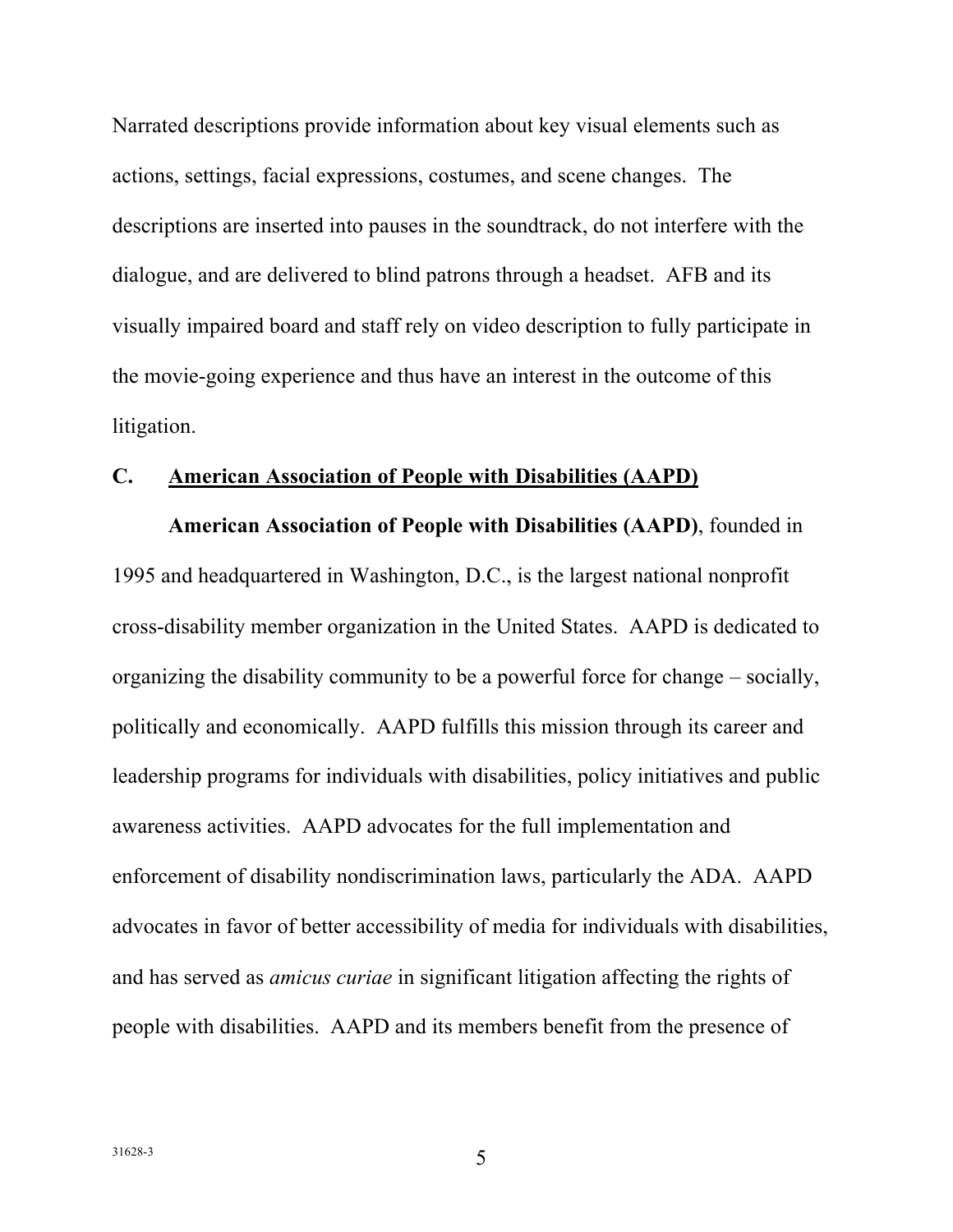Narrated descriptions provide information about key visual elements such as actions, settings, facial expressions, costumes, and scene changes. The descriptions are inserted into pauses in the soundtrack, do not interfere with the dialogue, and are delivered to blind patrons through a headset. AFB and its visually impaired board and staff rely on video description to fully participate in the movie-going experience and thus have an interest in the outcome of this litigation.

### C. American Association of People with Disabilities (AAPD)

**American Association of People with Disabilities (AAPD)**, founded in 1995 and headquartered in Washington, D.C., is the largest national nonprofit cross-disability member organization in the United States. AAPD is dedicated to organizing the disability community to be a powerful force for change – socially, politically and economically. AAPD fulfills this mission through its career and leadership programs for individuals with disabilities, policy initiatives and public awareness activities. AAPD advocates for the full implementation and enforcement of disability nondiscrimination laws, particularly the ADA. AAPD advocates in favor of better accessibility of media for individuals with disabilities, and has served as *amicus curiae* in significant litigation affecting the rights of people with disabilities. AAPD and its members benefit from the presence of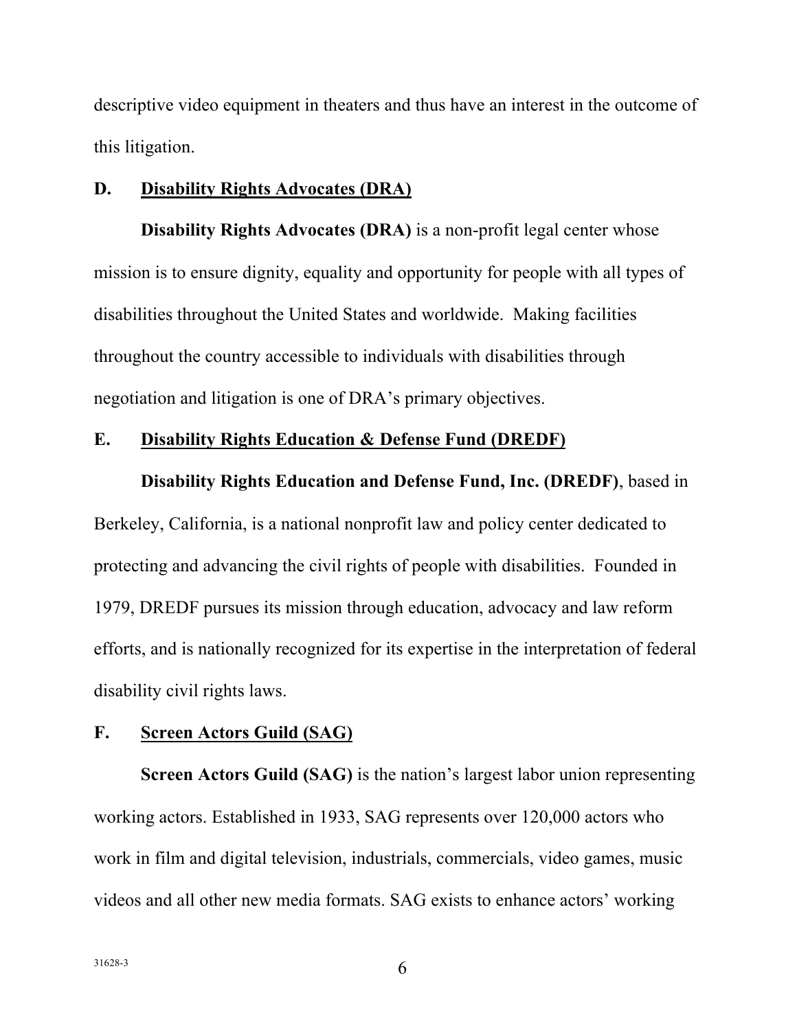descriptive video equipment in theaters and thus have an interest in the outcome of this litigation.

### D. Disability Rights Advocates (DRA)

**Disability Rights Advocates (DRA)** is a non-profit legal center whose mission is to ensure dignity, equality and opportunity for people with all types of disabilities throughout the United States and worldwide. Making facilities throughout the country accessible to individuals with disabilities through negotiation and litigation is one of DRA's primary objectives.

### E. Disability Rights Education & Defense Fund (DREDF)

**Disability Rights Education and Defense Fund, Inc. (DREDF)**, based in Berkeley, California, is a national nonprofit law and policy center dedicated to protecting and advancing the civil rights of people with disabilities. Founded in 1979, DREDF pursues its mission through education, advocacy and law reform efforts, and is nationally recognized for its expertise in the interpretation of federal disability civil rights laws.

### F. Screen Actors Guild (SAG)

**Screen Actors Guild (SAG)** is the nation's largest labor union representing working actors. Established in 1933, SAG represents over 120,000 actors who work in film and digital television, industrials, commercials, video games, music videos and all other new media formats. SAG exists to enhance actors' working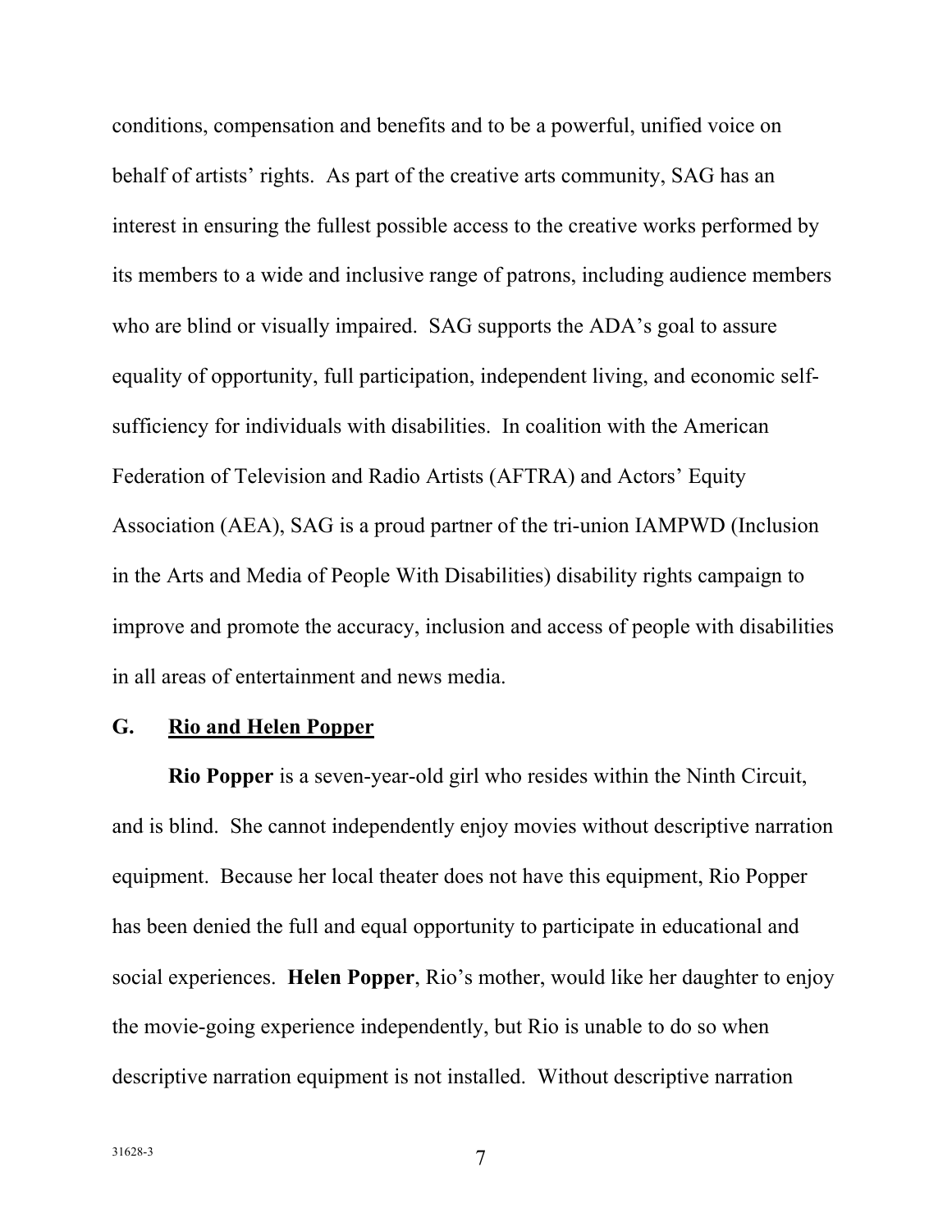conditions, compensation and benefits and to be a powerful, unified voice on behalf of artists' rights. As part of the creative arts community, SAG has an interest in ensuring the fullest possible access to the creative works performed by its members to a wide and inclusive range of patrons, including audience members who are blind or visually impaired. SAG supports the ADA's goal to assure equality of opportunity, full participation, independent living, and economic self-sufficiency for individuals with disabilities. In coalition with the American Federation of Television and Radio Artists (AFTRA) and Actors' Equity Association (AEA), SAG is a proud partner of the tri-union IAMPWD (Inclusion in the Arts and Media of People With Disabilities) disability rights campaign to improve and promote the accuracy, inclusion and access of people with disabilities in all areas of entertainment and news media.

### G. <u>Rio and Helen Popper</u>

**Rio Popper** is a seven-year-old girl who resides within the Ninth Circuit, and is blind. She cannot independently enjoy movies without descriptive narration equipment. Because her local theater does not have this equipment, Rio Popper has been denied the full and equal opportunity to participate in educational and social experiences. **Helen Popper**, Rio's mother, would like her daughter to enjoy the movie-going experience independently, but Rio is unable to do so when descriptive narration equipment is not installed. Without descriptive narration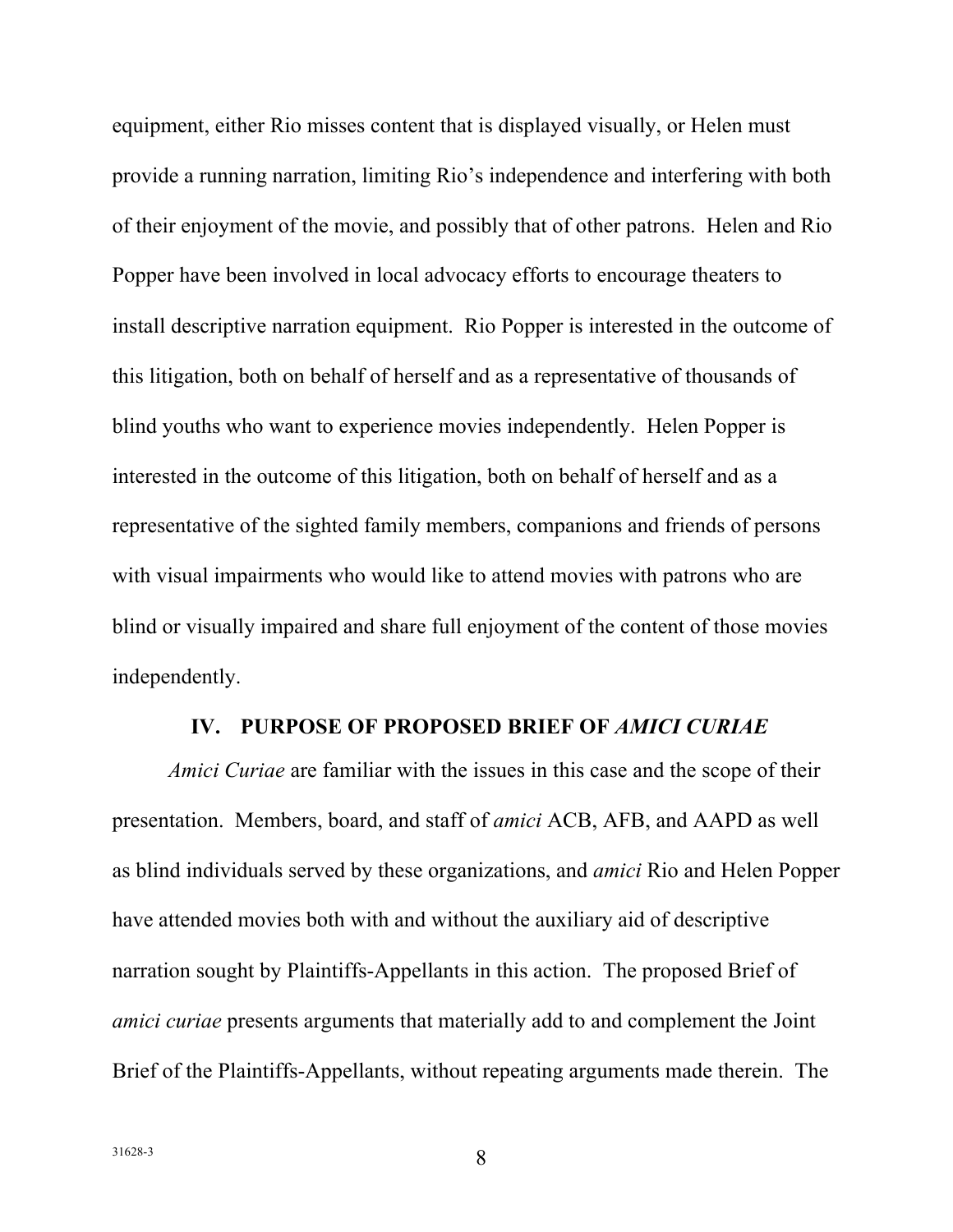equipment, either Rio misses content that is displayed visually, or Helen must provide a running narration, limiting Rio's independence and interfering with both of their enjoyment of the movie, and possibly that of other patrons. Helen and Rio Popper have been involved in local advocacy efforts to encourage theaters to install descriptive narration equipment. Rio Popper is interested in the outcome of this litigation, both on behalf of herself and as a representative of thousands of blind youths who want to experience movies independently. Helen Popper is interested in the outcome of this litigation, both on behalf of herself and as a representative of the sighted family members, companions and friends of persons with visual impairments who would like to attend movies with patrons who are blind or visually impaired and share full enjoyment of the content of those movies independently.

## IV. PURPOSE OF PROPOSED BRIEF OF *AMICI CURIAE*

*Amici Curiae* are familiar with the issues in this case and the scope of their presentation. Members, board, and staff of *amici* ACB, AFB, and AAPD as well as blind individuals served by these organizations, and *amici* Rio and Helen Popper have attended movies both with and without the auxiliary aid of descriptive narration sought by Plaintiffs-Appellants in this action. The proposed Brief of *amici curiae* presents arguments that materially add to and complement the Joint Brief of the Plaintiffs-Appellants, without repeating arguments made therein. The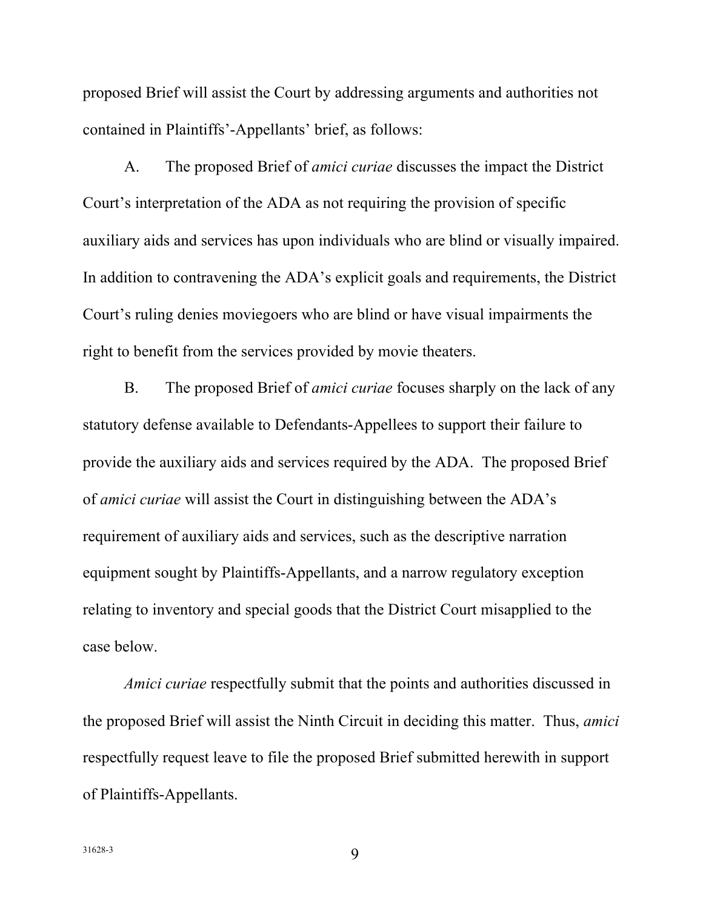proposed Brief will assist the Court by addressing arguments and authorities not contained in Plaintiffs'-Appellants' brief, as follows:

A. The proposed Brief of *amici curiae* discusses the impact the District Court's interpretation of the ADA as not requiring the provision of specific auxiliary aids and services has upon individuals who are blind or visually impaired. In addition to contravening the ADA's explicit goals and requirements, the District Court's ruling denies moviegoers who are blind or have visual impairments the right to benefit from the services provided by movie theaters.

B. The proposed Brief of *amici curiae* focuses sharply on the lack of any statutory defense available to Defendants-Appellees to support their failure to provide the auxiliary aids and services required by the ADA. The proposed Brief of *amici curiae* will assist the Court in distinguishing between the ADA's requirement of auxiliary aids and services, such as the descriptive narration equipment sought by Plaintiffs-Appellants, and a narrow regulatory exception relating to inventory and special goods that the District Court misapplied to the case below.

*Amici curiae* respectfully submit that the points and authorities discussed in the proposed Brief will assist the Ninth Circuit in deciding this matter. Thus, *amici* respectfully request leave to file the proposed Brief submitted herewith in support of Plaintiffs-Appellants.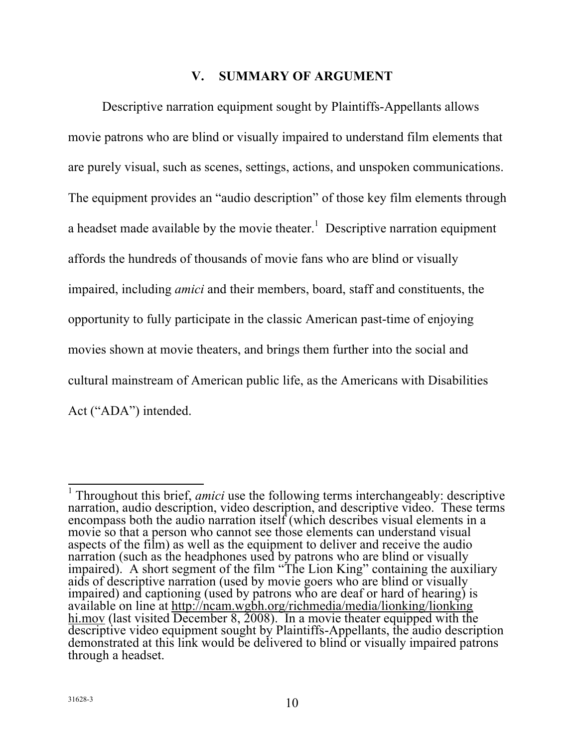## V. SUMMARY OF ARGUMENT

Descriptive narration equipment sought by Plaintiffs-Appellants allows movie patrons who are blind or visually impaired to understand film elements that are purely visual, such as scenes, settings, actions, and unspoken communications. The equipment provides an "audio description" of those key film elements through a headset made available by the movie theater.[1] Descriptive narration equipment affords the hundreds of thousands of movie fans who are blind or visually impaired, including *amici* and their members, board, staff and constituents, the opportunity to fully participate in the classic American past-time of enjoying movies shown at movie theaters, and brings them further into the social and cultural mainstream of American public life, as the Americans with Disabilities Act ("ADA") intended.

---

[1] Throughout this brief, *amici* use the following terms interchangeably: descriptive narration, audio description, video description, and descriptive video. These terms encompass both the audio narration itself (which describes visual elements in a movie so that a person who cannot see those elements can understand visual aspects of the film) as well as the equipment to deliver and receive the audio narration (such as the headphones used by patrons who are blind or visually impaired). A short segment of the film "The Lion King" containing the auxiliary aids of descriptive narration (used by movie goers who are blind or visually impaired) and captioning (used by patrons who are deaf or hard of hearing) is available on line at http://ncam.wgbh.org/richmedia/media/lionking/lionking hi.mov (last visited December 8, 2008). In a movie theater equipped with the descriptive video equipment sought by Plaintiffs-Appellants, the audio description demonstrated at this link would be delivered to blind or visually impaired patrons through a headset.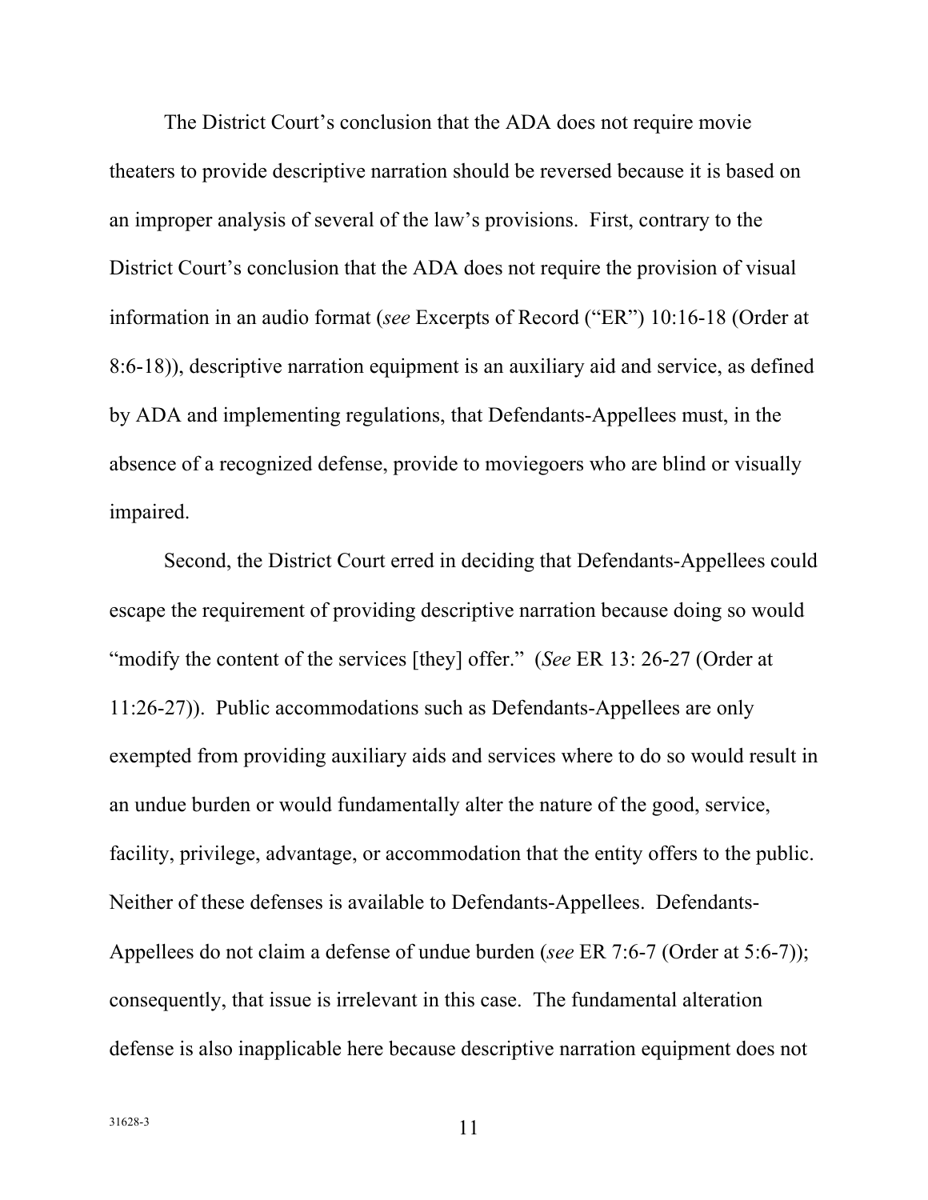The District Court's conclusion that the ADA does not require movie theaters to provide descriptive narration should be reversed because it is based on an improper analysis of several of the law's provisions. First, contrary to the District Court's conclusion that the ADA does not require the provision of visual information in an audio format (*see* Excerpts of Record ("ER") 10:16-18 (Order at 8:6-18)), descriptive narration equipment is an auxiliary aid and service, as defined by ADA and implementing regulations, that Defendants-Appellees must, in the absence of a recognized defense, provide to moviegoers who are blind or visually impaired.

Second, the District Court erred in deciding that Defendants-Appellees could escape the requirement of providing descriptive narration because doing so would "modify the content of the services [they] offer." (*See* ER 13: 26-27 (Order at 11:26-27)). Public accommodations such as Defendants-Appellees are only exempted from providing auxiliary aids and services where to do so would result in an undue burden or would fundamentally alter the nature of the good, service, facility, privilege, advantage, or accommodation that the entity offers to the public. Neither of these defenses is available to Defendants-Appellees. Defendants-Appellees do not claim a defense of undue burden (*see* ER 7:6-7 (Order at 5:6-7)); consequently, that issue is irrelevant in this case. The fundamental alteration defense is also inapplicable here because descriptive narration equipment does not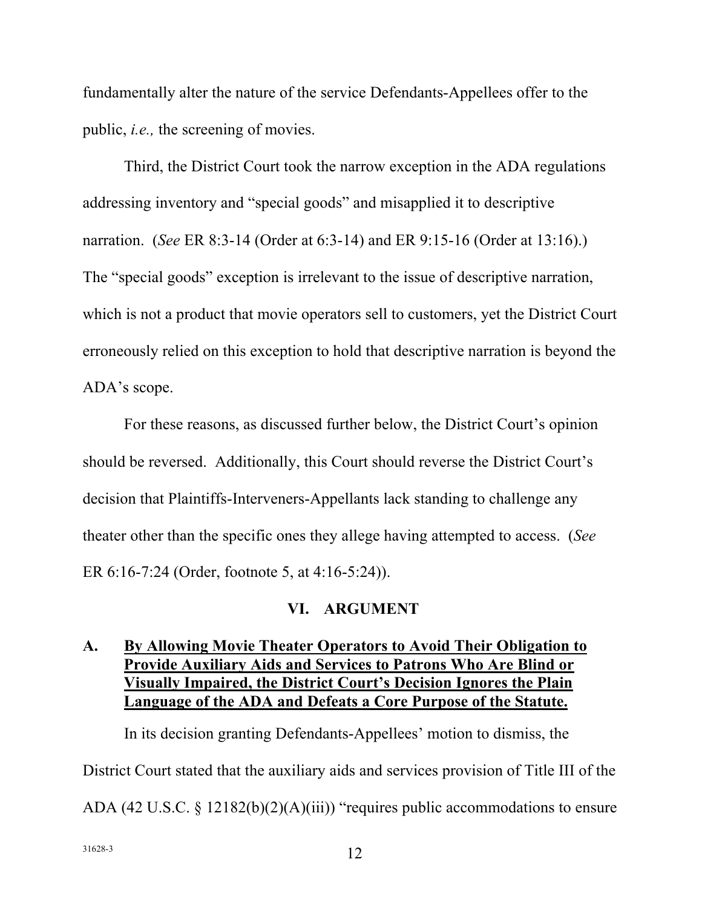fundamentally alter the nature of the service Defendants-Appellees offer to the public, *i.e.,* the screening of movies.

Third, the District Court took the narrow exception in the ADA regulations addressing inventory and "special goods" and misapplied it to descriptive narration. (*See* ER 8:3-14 (Order at 6:3-14) and ER 9:15-16 (Order at 13:16).) The "special goods" exception is irrelevant to the issue of descriptive narration, which is not a product that movie operators sell to customers, yet the District Court erroneously relied on this exception to hold that descriptive narration is beyond the ADA's scope.

For these reasons, as discussed further below, the District Court's opinion should be reversed. Additionally, this Court should reverse the District Court's decision that Plaintiffs-Interveners-Appellants lack standing to challenge any theater other than the specific ones they allege having attempted to access. (*See* ER 6:16-7:24 (Order, footnote 5, at 4:16-5:24)).

## VI. ARGUMENT

### A. <u>By Allowing Movie Theater Operators to Avoid Their Obligation to Provide Auxiliary Aids and Services to Patrons Who Are Blind or Visually Impaired, the District Court's Decision Ignores the Plain Language of the ADA and Defeats a Core Purpose of the Statute.</u>

In its decision granting Defendants-Appellees' motion to dismiss, the District Court stated that the auxiliary aids and services provision of Title III of the ADA (42 U.S.C. § 12182(b)(2)(A)(iii)) "requires public accommodations to ensure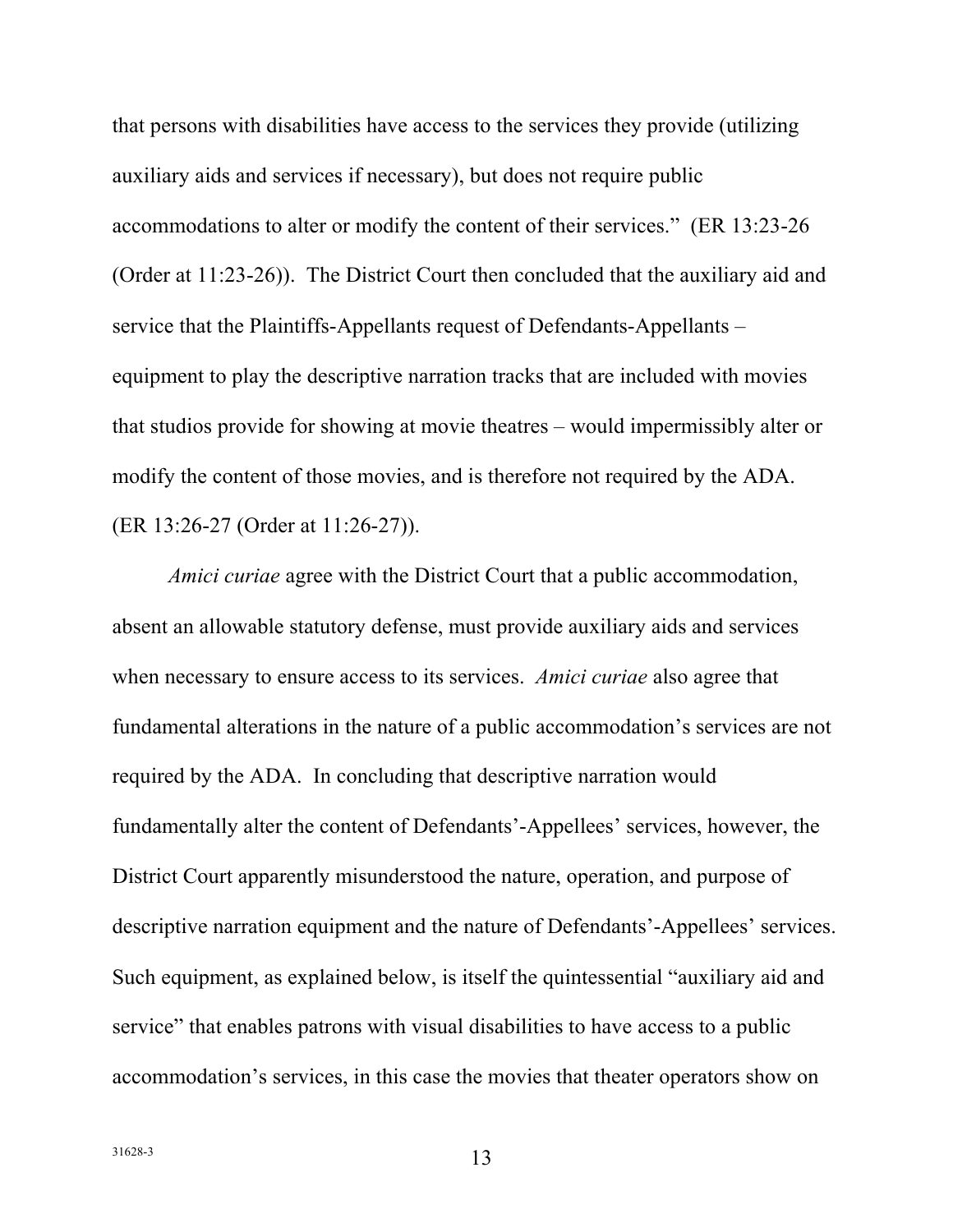that persons with disabilities have access to the services they provide (utilizing auxiliary aids and services if necessary), but does not require public accommodations to alter or modify the content of their services." (ER 13:23-26 (Order at 11:23-26)). The District Court then concluded that the auxiliary aid and service that the Plaintiffs-Appellants request of Defendants-Appellants – equipment to play the descriptive narration tracks that are included with movies that studios provide for showing at movie theatres – would impermissibly alter or modify the content of those movies, and is therefore not required by the ADA. (ER 13:26-27 (Order at 11:26-27)).

*Amici curiae* agree with the District Court that a public accommodation, absent an allowable statutory defense, must provide auxiliary aids and services when necessary to ensure access to its services. *Amici curiae* also agree that fundamental alterations in the nature of a public accommodation's services are not required by the ADA. In concluding that descriptive narration would fundamentally alter the content of Defendants'-Appellees' services, however, the District Court apparently misunderstood the nature, operation, and purpose of descriptive narration equipment and the nature of Defendants'-Appellees' services. Such equipment, as explained below, is itself the quintessential "auxiliary aid and service" that enables patrons with visual disabilities to have access to a public accommodation's services, in this case the movies that theater operators show on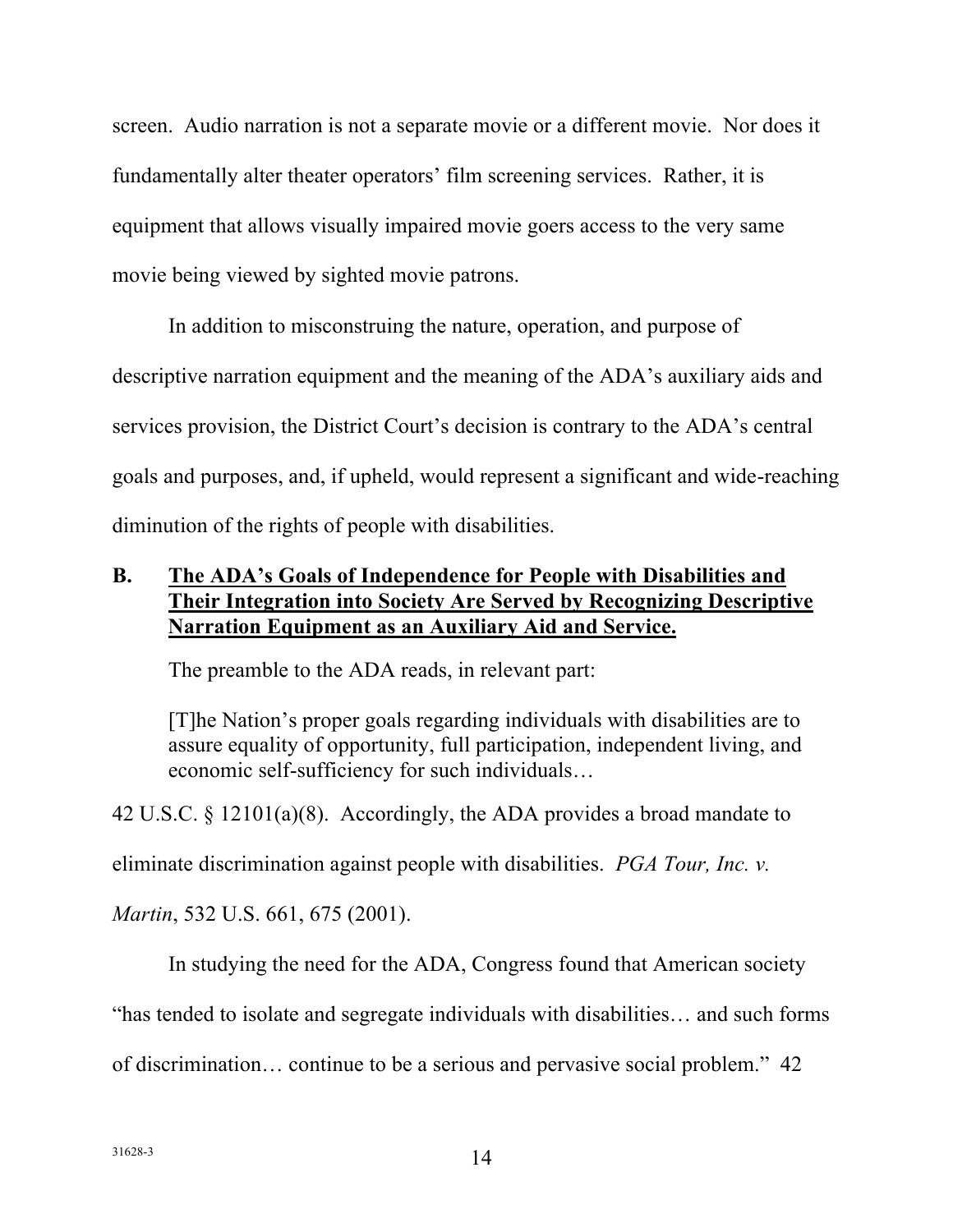screen. Audio narration is not a separate movie or a different movie. Nor does it fundamentally alter theater operators' film screening services. Rather, it is equipment that allows visually impaired movie goers access to the very same movie being viewed by sighted movie patrons.

In addition to misconstruing the nature, operation, and purpose of descriptive narration equipment and the meaning of the ADA's auxiliary aids and services provision, the District Court's decision is contrary to the ADA's central goals and purposes, and, if upheld, would represent a significant and wide-reaching diminution of the rights of people with disabilities.

### B. **The ADA's Goals of Independence for People with Disabilities and Their Integration into Society Are Served by Recognizing Descriptive Narration Equipment as an Auxiliary Aid and Service.**

The preamble to the ADA reads, in relevant part:

> [T]he Nation's proper goals regarding individuals with disabilities are to assure equality of opportunity, full participation, independent living, and economic self-sufficiency for such individuals…

42 U.S.C. § 12101(a)(8). Accordingly, the ADA provides a broad mandate to eliminate discrimination against people with disabilities. *PGA Tour, Inc. v. Martin*, 532 U.S. 661, 675 (2001).

In studying the need for the ADA, Congress found that American society "has tended to isolate and segregate individuals with disabilities… and such forms of discrimination… continue to be a serious and pervasive social problem." 42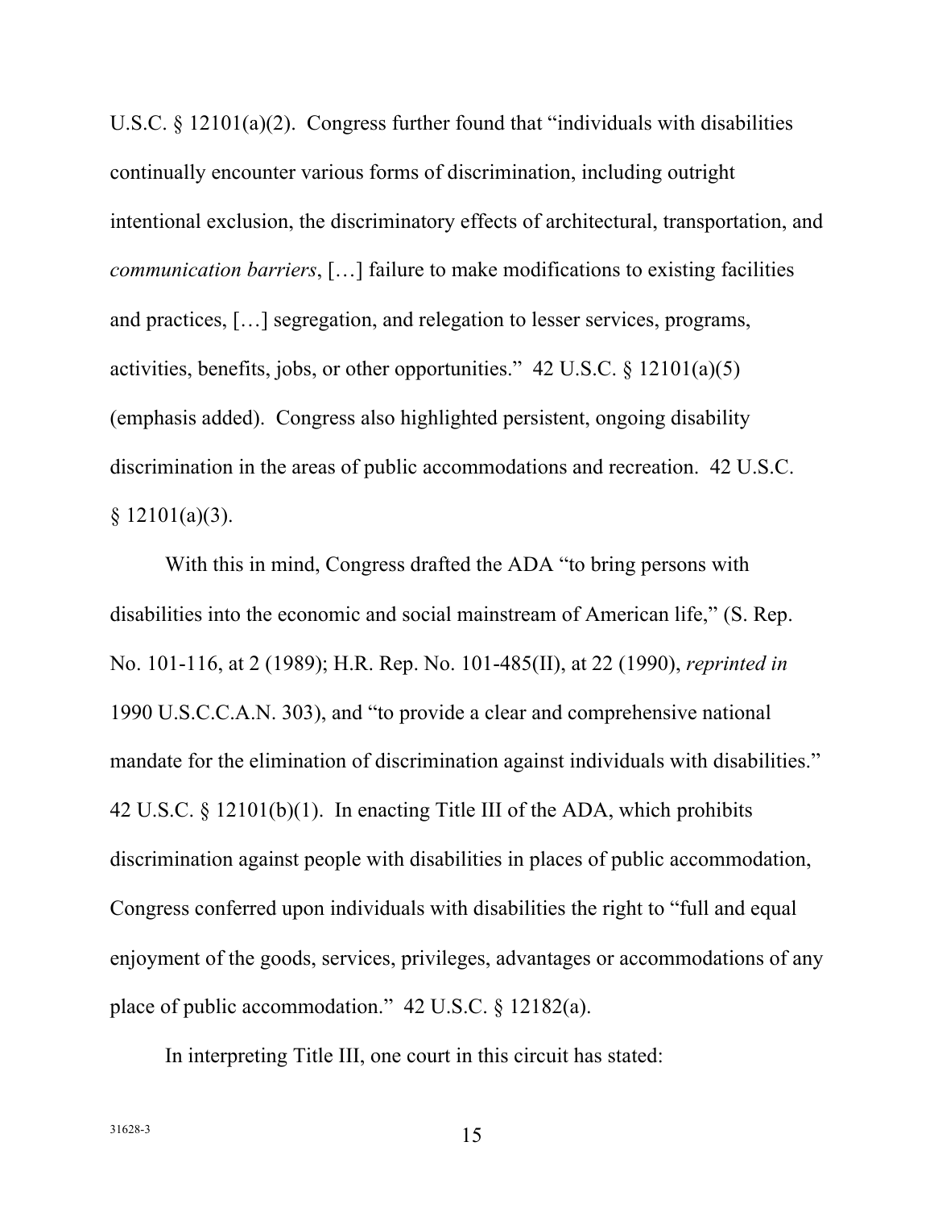U.S.C. § 12101(a)(2). Congress further found that "individuals with disabilities continually encounter various forms of discrimination, including outright intentional exclusion, the discriminatory effects of architectural, transportation, and *communication barriers*, […] failure to make modifications to existing facilities and practices, […] segregation, and relegation to lesser services, programs, activities, benefits, jobs, or other opportunities." 42 U.S.C. § 12101(a)(5) (emphasis added). Congress also highlighted persistent, ongoing disability discrimination in the areas of public accommodations and recreation. 42 U.S.C. § 12101(a)(3).

With this in mind, Congress drafted the ADA "to bring persons with disabilities into the economic and social mainstream of American life," (S. Rep. No. 101-116, at 2 (1989); H.R. Rep. No. 101-485(II), at 22 (1990), *reprinted in* 1990 U.S.C.C.A.N. 303), and "to provide a clear and comprehensive national mandate for the elimination of discrimination against individuals with disabilities." 42 U.S.C. § 12101(b)(1). In enacting Title III of the ADA, which prohibits discrimination against people with disabilities in places of public accommodation, Congress conferred upon individuals with disabilities the right to "full and equal enjoyment of the goods, services, privileges, advantages or accommodations of any place of public accommodation." 42 U.S.C. § 12182(a).

In interpreting Title III, one court in this circuit has stated: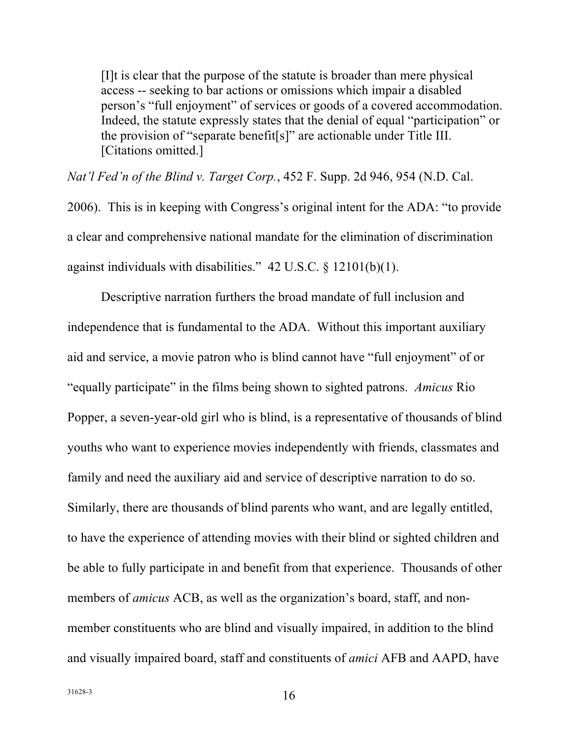> [I]t is clear that the purpose of the statute is broader than mere physical access -- seeking to bar actions or omissions which impair a disabled person's "full enjoyment" of services or goods of a covered accommodation. Indeed, the statute expressly states that the denial of equal "participation" or the provision of "separate benefit[s]" are actionable under Title III. [Citations omitted.]

*Nat'l Fed'n of the Blind v. Target Corp.*, 452 F. Supp. 2d 946, 954 (N.D. Cal. 2006). This is in keeping with Congress's original intent for the ADA: "to provide a clear and comprehensive national mandate for the elimination of discrimination against individuals with disabilities." 42 U.S.C. § 12101(b)(1).

Descriptive narration furthers the broad mandate of full inclusion and independence that is fundamental to the ADA. Without this important auxiliary aid and service, a movie patron who is blind cannot have "full enjoyment" of or "equally participate" in the films being shown to sighted patrons. *Amicus* Rio Popper, a seven-year-old girl who is blind, is a representative of thousands of blind youths who want to experience movies independently with friends, classmates and family and need the auxiliary aid and service of descriptive narration to do so. Similarly, there are thousands of blind parents who want, and are legally entitled, to have the experience of attending movies with their blind or sighted children and be able to fully participate in and benefit from that experience. Thousands of other members of *amicus* ACB, as well as the organization's board, staff, and non-member constituents who are blind and visually impaired, in addition to the blind and visually impaired board, staff and constituents of *amici* AFB and AAPD, have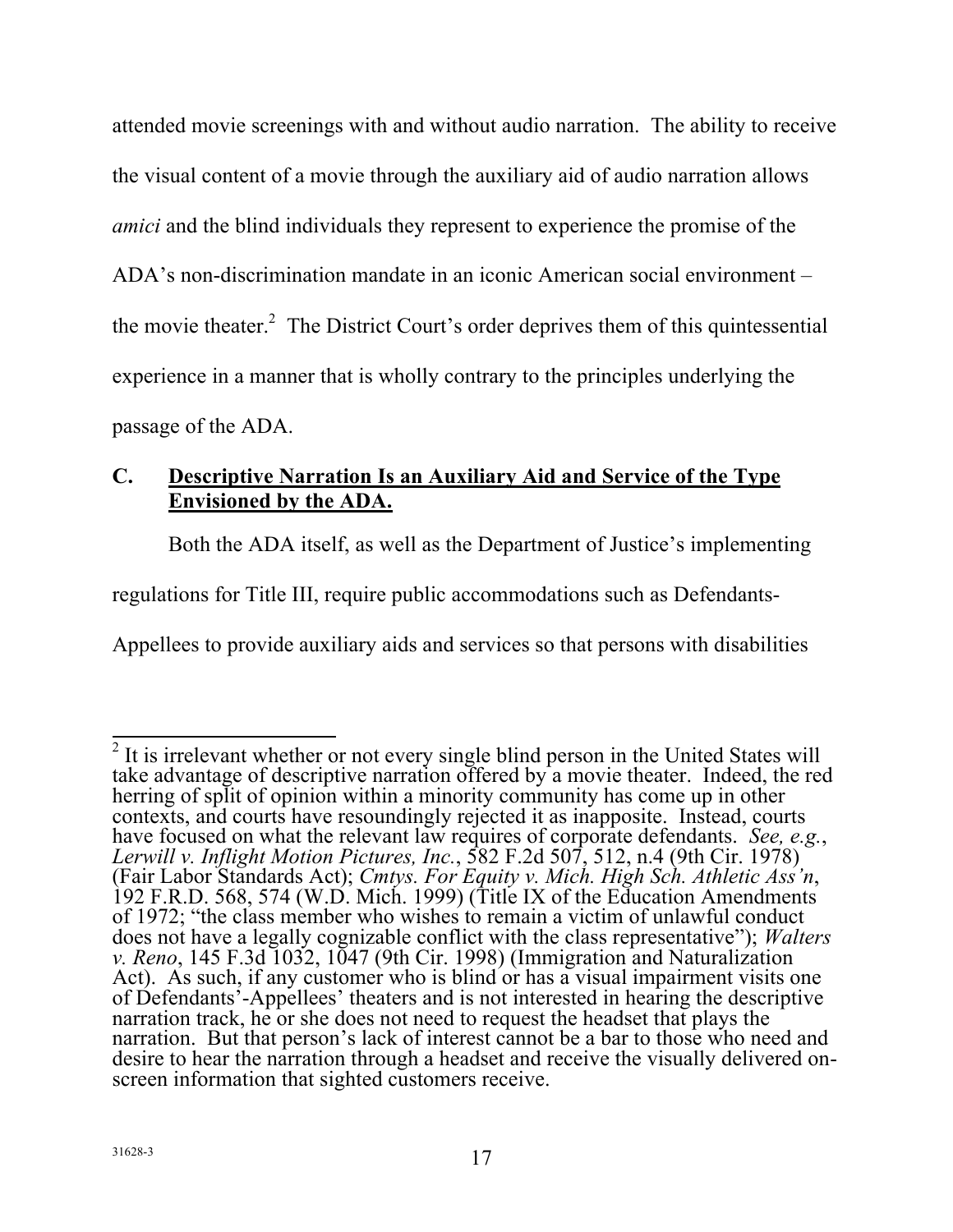attended movie screenings with and without audio narration. The ability to receive the visual content of a movie through the auxiliary aid of audio narration allows *amici* and the blind individuals they represent to experience the promise of the ADA's non-discrimination mandate in an iconic American social environment – the movie theater.[2] The District Court's order deprives them of this quintessential experience in a manner that is wholly contrary to the principles underlying the passage of the ADA.

### C. Descriptive Narration Is an Auxiliary Aid and Service of the Type Envisioned by the ADA.

Both the ADA itself, as well as the Department of Justice's implementing regulations for Title III, require public accommodations such as Defendants-Appellees to provide auxiliary aids and services so that persons with disabilities

---

[2] It is irrelevant whether or not every single blind person in the United States will take advantage of descriptive narration offered by a movie theater. Indeed, the red herring of split of opinion within a minority community has come up in other contexts, and courts have resoundingly rejected it as inapposite. Instead, courts have focused on what the relevant law requires of corporate defendants. *See, e.g.*, *Lerwill v. Inflight Motion Pictures, Inc.*, 582 F.2d 507, 512, n.4 (9th Cir. 1978) (Fair Labor Standards Act); *Cmtys. For Equity v. Mich. High Sch. Athletic Ass'n*, 192 F.R.D. 568, 574 (W.D. Mich. 1999) (Title IX of the Education Amendments of 1972; "the class member who wishes to remain a victim of unlawful conduct does not have a legally cognizable conflict with the class representative"); *Walters v. Reno*, 145 F.3d 1032, 1047 (9th Cir. 1998) (Immigration and Naturalization Act). As such, if any customer who is blind or has a visual impairment visits one of Defendants'-Appellees' theaters and is not interested in hearing the descriptive narration track, he or she does not need to request the headset that plays the narration. But that person's lack of interest cannot be a bar to those who need and desire to hear the narration through a headset and receive the visually delivered on-screen information that sighted customers receive.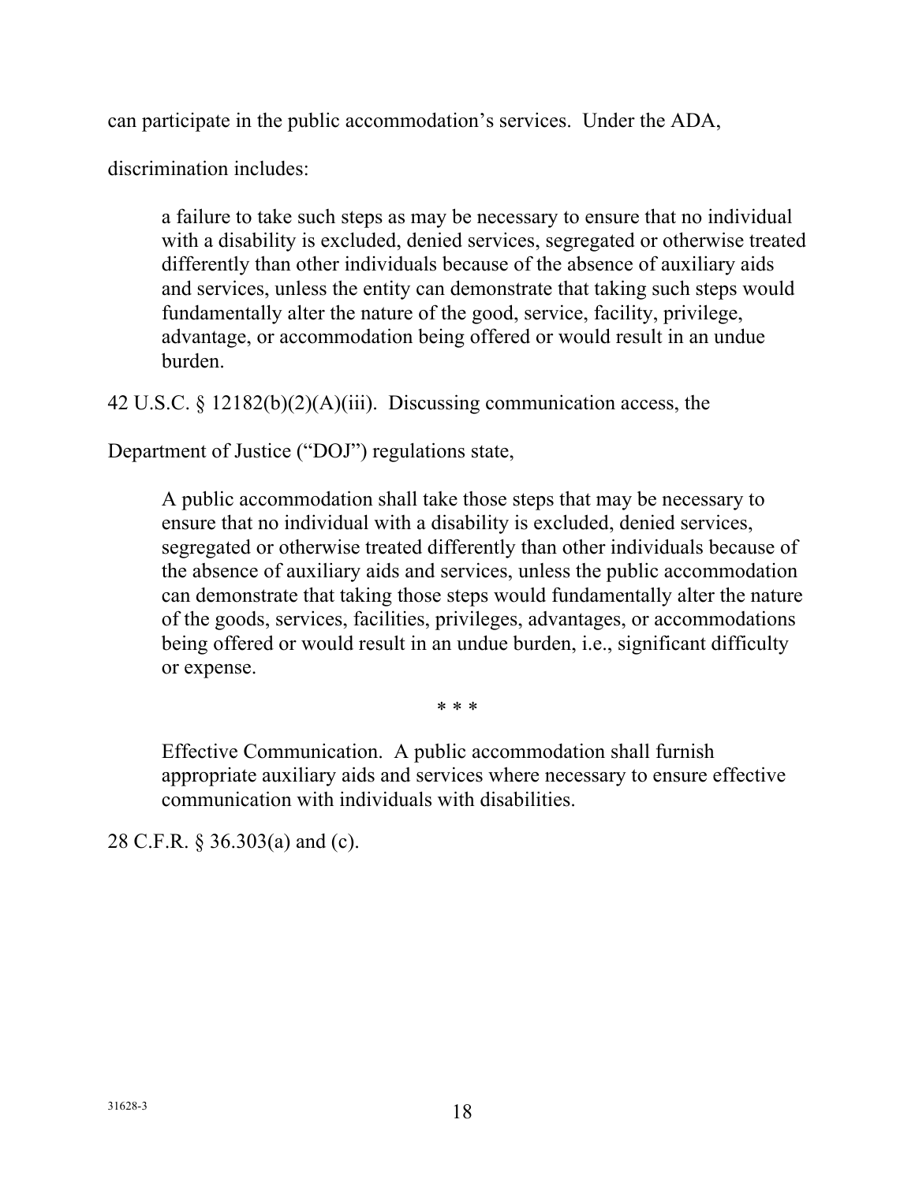can participate in the public accommodation's services. Under the ADA, discrimination includes:

> a failure to take such steps as may be necessary to ensure that no individual with a disability is excluded, denied services, segregated or otherwise treated differently than other individuals because of the absence of auxiliary aids and services, unless the entity can demonstrate that taking such steps would fundamentally alter the nature of the good, service, facility, privilege, advantage, or accommodation being offered or would result in an undue burden.

42 U.S.C. § 12182(b)(2)(A)(iii). Discussing communication access, the Department of Justice ("DOJ") regulations state,

> A public accommodation shall take those steps that may be necessary to ensure that no individual with a disability is excluded, denied services, segregated or otherwise treated differently than other individuals because of the absence of auxiliary aids and services, unless the public accommodation can demonstrate that taking those steps would fundamentally alter the nature of the goods, services, facilities, privileges, advantages, or accommodations being offered or would result in an undue burden, i.e., significant difficulty or expense.
>
> * * *
>
> Effective Communication. A public accommodation shall furnish appropriate auxiliary aids and services where necessary to ensure effective communication with individuals with disabilities.

28 C.F.R. § 36.303(a) and (c).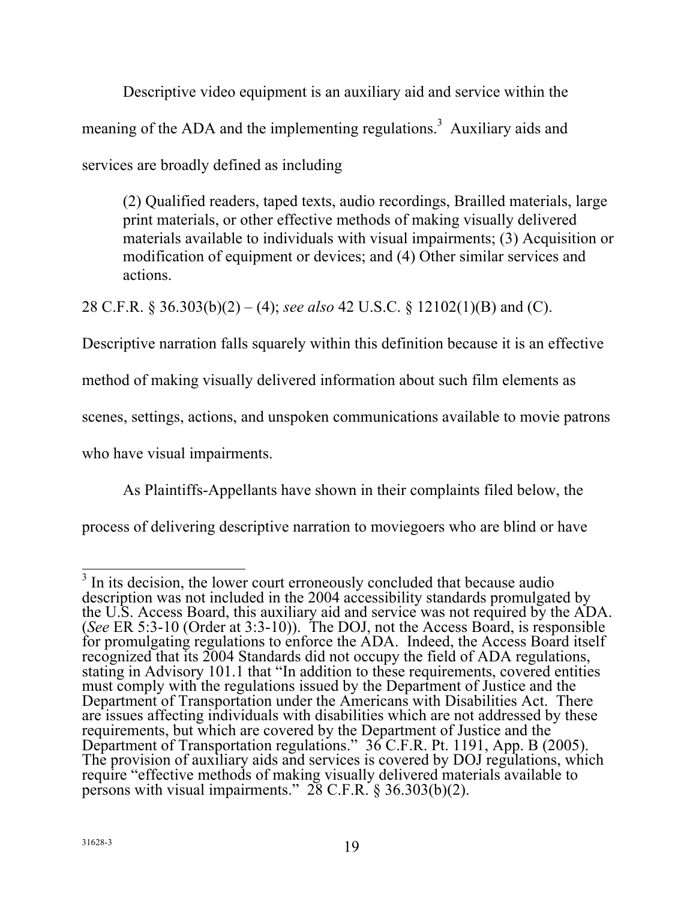Descriptive video equipment is an auxiliary aid and service within the meaning of the ADA and the implementing regulations.[3] Auxiliary aids and services are broadly defined as including

> (2) Qualified readers, taped texts, audio recordings, Brailled materials, large print materials, or other effective methods of making visually delivered materials available to individuals with visual impairments; (3) Acquisition or modification of equipment or devices; and (4) Other similar services and actions.

28 C.F.R. § 36.303(b)(2) – (4); *see also* 42 U.S.C. § 12102(1)(B) and (C). Descriptive narration falls squarely within this definition because it is an effective method of making visually delivered information about such film elements as scenes, settings, actions, and unspoken communications available to movie patrons who have visual impairments.

As Plaintiffs-Appellants have shown in their complaints filed below, the process of delivering descriptive narration to moviegoers who are blind or have

---

[3] In its decision, the lower court erroneously concluded that because audio description was not included in the 2004 accessibility standards promulgated by the U.S. Access Board, this auxiliary aid and service was not required by the ADA. (*See* ER 5:3-10 (Order at 3:3-10)). The DOJ, not the Access Board, is responsible for promulgating regulations to enforce the ADA. Indeed, the Access Board itself recognized that its 2004 Standards did not occupy the field of ADA regulations, stating in Advisory 101.1 that "In addition to these requirements, covered entities must comply with the regulations issued by the Department of Justice and the Department of Transportation under the Americans with Disabilities Act. There are issues affecting individuals with disabilities which are not addressed by these requirements, but which are covered by the Department of Justice and the Department of Transportation regulations." 36 C.F.R. Pt. 1191, App. B (2005). The provision of auxiliary aids and services is covered by DOJ regulations, which require "effective methods of making visually delivered materials available to persons with visual impairments." 28 C.F.R. § 36.303(b)(2).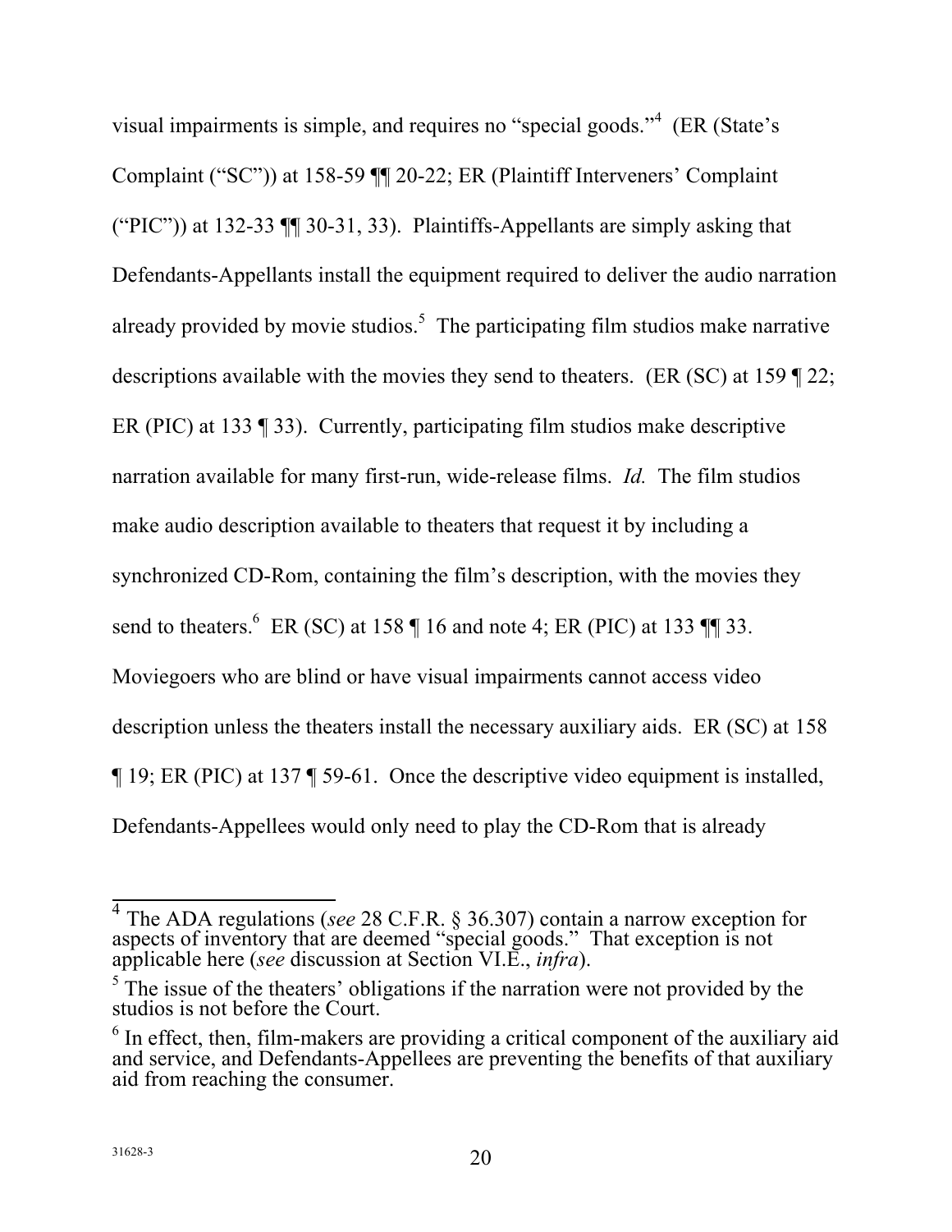visual impairments is simple, and requires no "special goods."[4] (ER (State's Complaint ("SC")) at 158-59 ¶¶ 20-22; ER (Plaintiff Interveners' Complaint ("PIC")) at 132-33 ¶¶ 30-31, 33). Plaintiffs-Appellants are simply asking that Defendants-Appellants install the equipment required to deliver the audio narration already provided by movie studios.[5] The participating film studios make narrative descriptions available with the movies they send to theaters. (ER (SC) at 159 ¶ 22; ER (PIC) at 133 ¶ 33). Currently, participating film studios make descriptive narration available for many first-run, wide-release films. *Id.* The film studios make audio description available to theaters that request it by including a synchronized CD-Rom, containing the film's description, with the movies they send to theaters.[6] ER (SC) at 158 ¶ 16 and note 4; ER (PIC) at 133 ¶¶ 33. Moviegoers who are blind or have visual impairments cannot access video description unless the theaters install the necessary auxiliary aids. ER (SC) at 158 ¶ 19; ER (PIC) at 137 ¶ 59-61. Once the descriptive video equipment is installed, Defendants-Appellees would only need to play the CD-Rom that is already

---

[4] The ADA regulations (*see* 28 C.F.R. § 36.307) contain a narrow exception for aspects of inventory that are deemed "special goods." That exception is not applicable here (*see* discussion at Section VI.E., *infra*).

[5] The issue of the theaters' obligations if the narration were not provided by the studios is not before the Court.

[6] In effect, then, film-makers are providing a critical component of the auxiliary aid and service, and Defendants-Appellees are preventing the benefits of that auxiliary aid from reaching the consumer.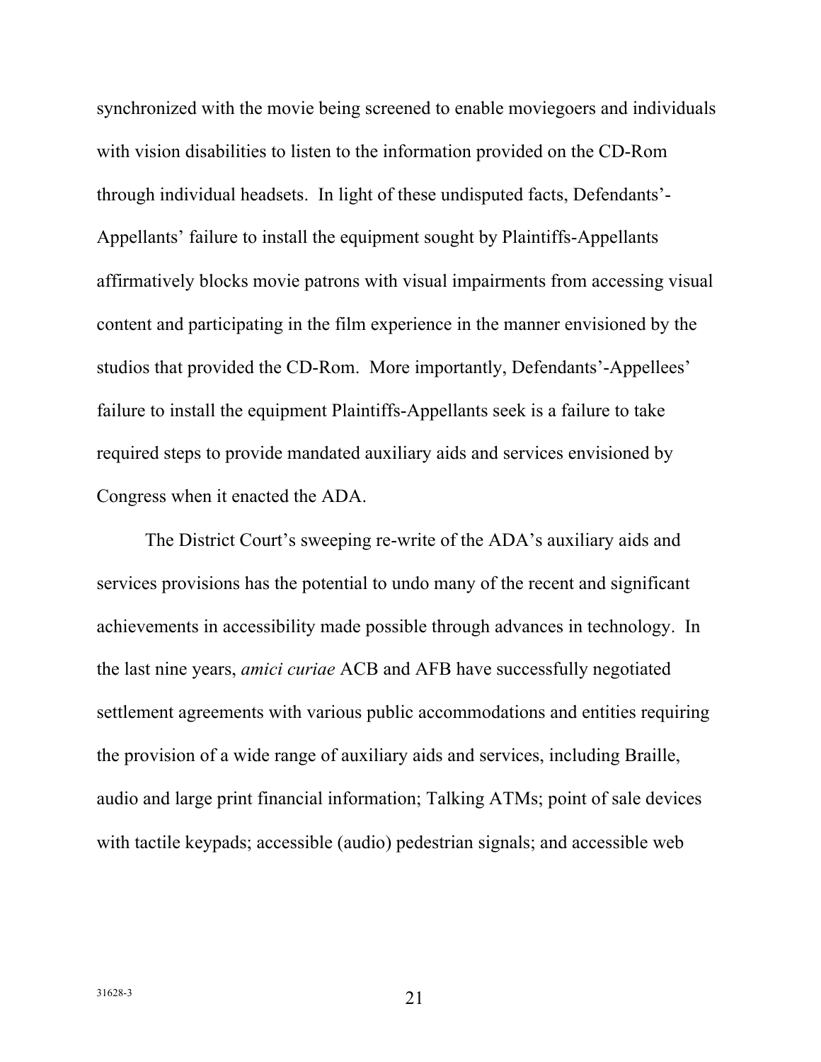synchronized with the movie being screened to enable moviegoers and individuals with vision disabilities to listen to the information provided on the CD-Rom through individual headsets. In light of these undisputed facts, Defendants'-Appellants' failure to install the equipment sought by Plaintiffs-Appellants affirmatively blocks movie patrons with visual impairments from accessing visual content and participating in the film experience in the manner envisioned by the studios that provided the CD-Rom. More importantly, Defendants'-Appellees' failure to install the equipment Plaintiffs-Appellants seek is a failure to take required steps to provide mandated auxiliary aids and services envisioned by Congress when it enacted the ADA.

The District Court's sweeping re-write of the ADA's auxiliary aids and services provisions has the potential to undo many of the recent and significant achievements in accessibility made possible through advances in technology. In the last nine years, *amici curiae* ACB and AFB have successfully negotiated settlement agreements with various public accommodations and entities requiring the provision of a wide range of auxiliary aids and services, including Braille, audio and large print financial information; Talking ATMs; point of sale devices with tactile keypads; accessible (audio) pedestrian signals; and accessible web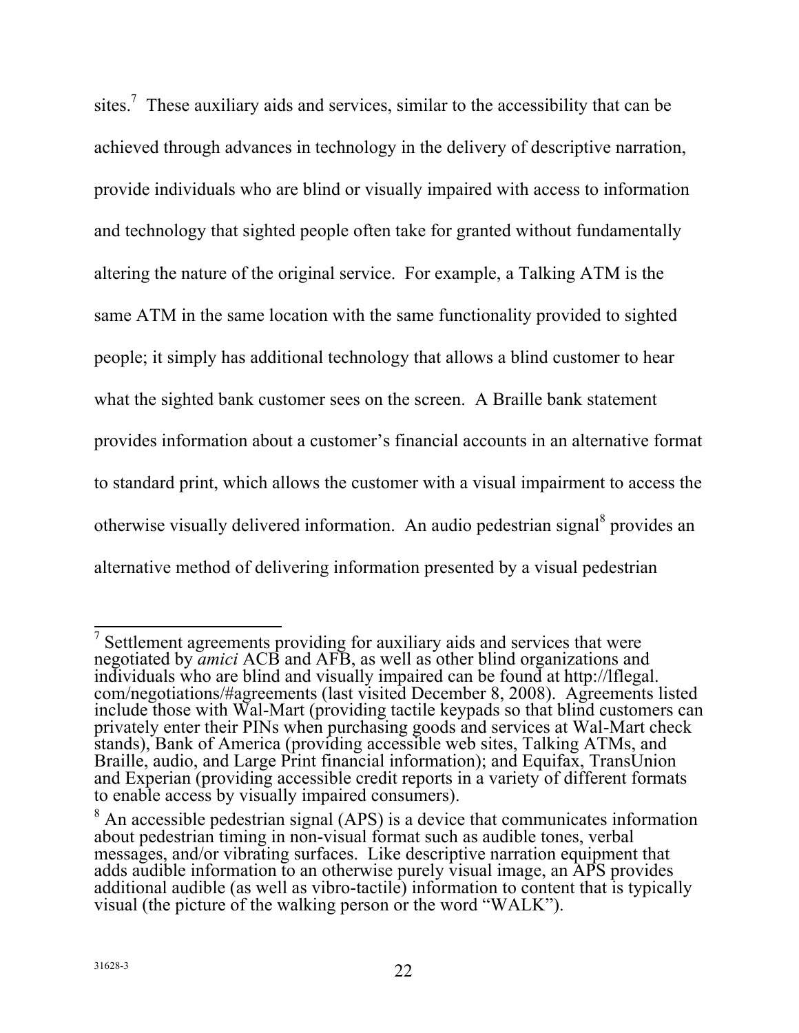sites.[7] These auxiliary aids and services, similar to the accessibility that can be achieved through advances in technology in the delivery of descriptive narration, provide individuals who are blind or visually impaired with access to information and technology that sighted people often take for granted without fundamentally altering the nature of the original service. For example, a Talking ATM is the same ATM in the same location with the same functionality provided to sighted people; it simply has additional technology that allows a blind customer to hear what the sighted bank customer sees on the screen. A Braille bank statement provides information about a customer's financial accounts in an alternative format to standard print, which allows the customer with a visual impairment to access the otherwise visually delivered information. An audio pedestrian signal[8] provides an alternative method of delivering information presented by a visual pedestrian

---

[7] Settlement agreements providing for auxiliary aids and services that were negotiated by *amici* ACB and AFB, as well as other blind organizations and individuals who are blind and visually impaired can be found at http://lflegal.com/negotiations/#agreements (last visited December 8, 2008). Agreements listed include those with Wal-Mart (providing tactile keypads so that blind customers can privately enter their PINs when purchasing goods and services at Wal-Mart check stands), Bank of America (providing accessible web sites, Talking ATMs, and Braille, audio, and Large Print financial information); and Equifax, TransUnion and Experian (providing accessible credit reports in a variety of different formats to enable access by visually impaired consumers).

[8] An accessible pedestrian signal (APS) is a device that communicates information about pedestrian timing in non-visual format such as audible tones, verbal messages, and/or vibrating surfaces. Like descriptive narration equipment that adds audible information to an otherwise purely visual image, an APS provides additional audible (as well as vibro-tactile) information to content that is typically visual (the picture of the walking person or the word "WALK").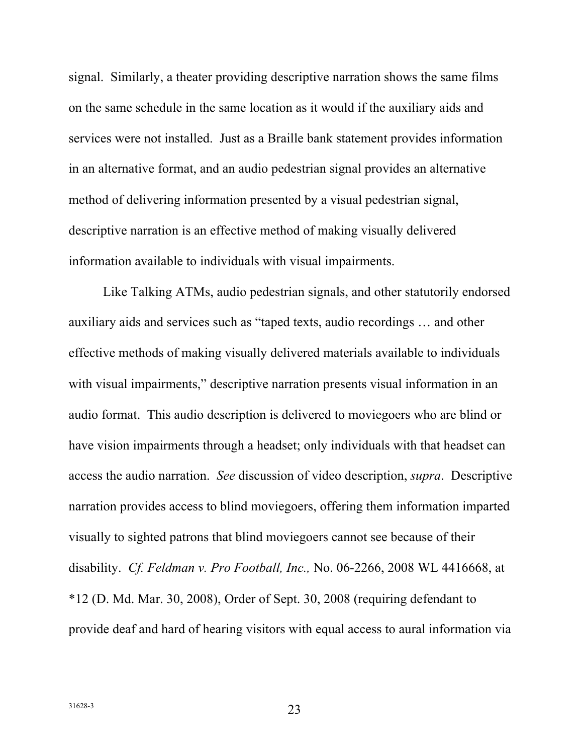signal. Similarly, a theater providing descriptive narration shows the same films on the same schedule in the same location as it would if the auxiliary aids and services were not installed. Just as a Braille bank statement provides information in an alternative format, and an audio pedestrian signal provides an alternative method of delivering information presented by a visual pedestrian signal, descriptive narration is an effective method of making visually delivered information available to individuals with visual impairments.

Like Talking ATMs, audio pedestrian signals, and other statutorily endorsed auxiliary aids and services such as "taped texts, audio recordings … and other effective methods of making visually delivered materials available to individuals with visual impairments," descriptive narration presents visual information in an audio format. This audio description is delivered to moviegoers who are blind or have vision impairments through a headset; only individuals with that headset can access the audio narration. *See* discussion of video description, *supra*. Descriptive narration provides access to blind moviegoers, offering them information imparted visually to sighted patrons that blind moviegoers cannot see because of their disability. *Cf. Feldman v. Pro Football, Inc.,* No. 06-2266, 2008 WL 4416668, at *12 (D. Md. Mar. 30, 2008), Order of Sept. 30, 2008 (requiring defendant to provide deaf and hard of hearing visitors with equal access to aural information via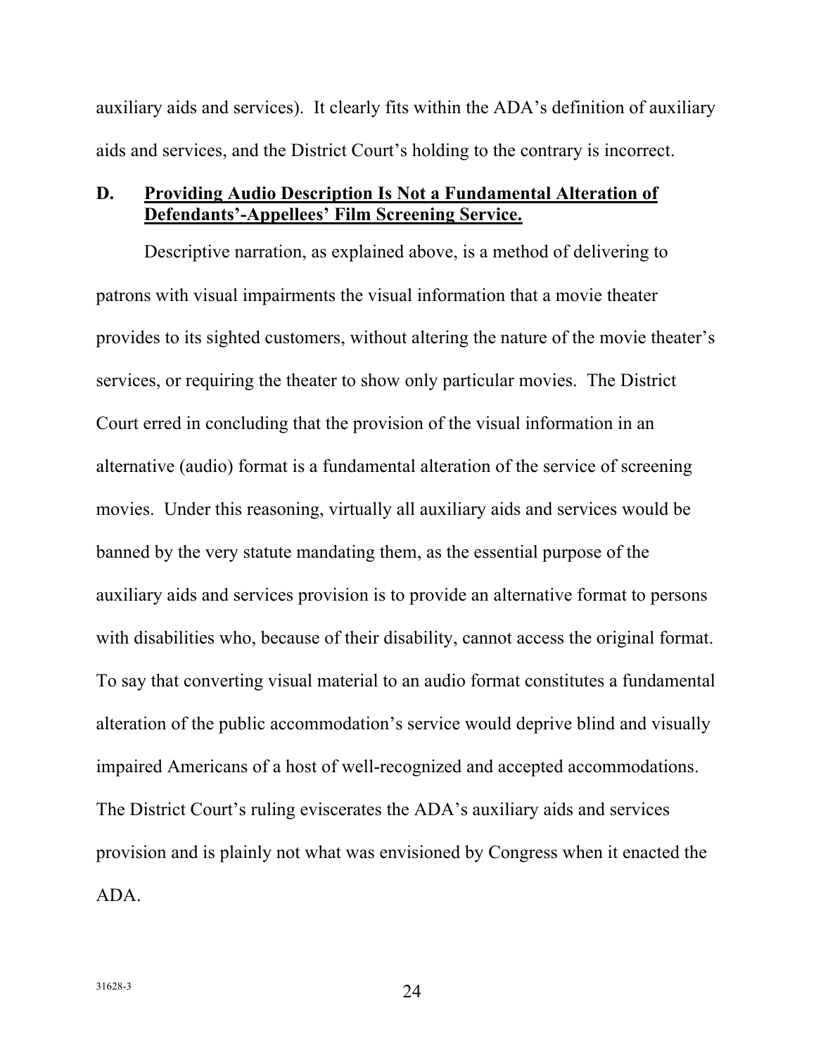auxiliary aids and services). It clearly fits within the ADA's definition of auxiliary aids and services, and the District Court's holding to the contrary is incorrect.

### D. Providing Audio Description Is Not a Fundamental Alteration of Defendants'-Appellees' Film Screening Service.

Descriptive narration, as explained above, is a method of delivering to patrons with visual impairments the visual information that a movie theater provides to its sighted customers, without altering the nature of the movie theater's services, or requiring the theater to show only particular movies. The District Court erred in concluding that the provision of the visual information in an alternative (audio) format is a fundamental alteration of the service of screening movies. Under this reasoning, virtually all auxiliary aids and services would be banned by the very statute mandating them, as the essential purpose of the auxiliary aids and services provision is to provide an alternative format to persons with disabilities who, because of their disability, cannot access the original format. To say that converting visual material to an audio format constitutes a fundamental alteration of the public accommodation's service would deprive blind and visually impaired Americans of a host of well-recognized and accepted accommodations. The District Court's ruling eviscerates the ADA's auxiliary aids and services provision and is plainly not what was envisioned by Congress when it enacted the ADA.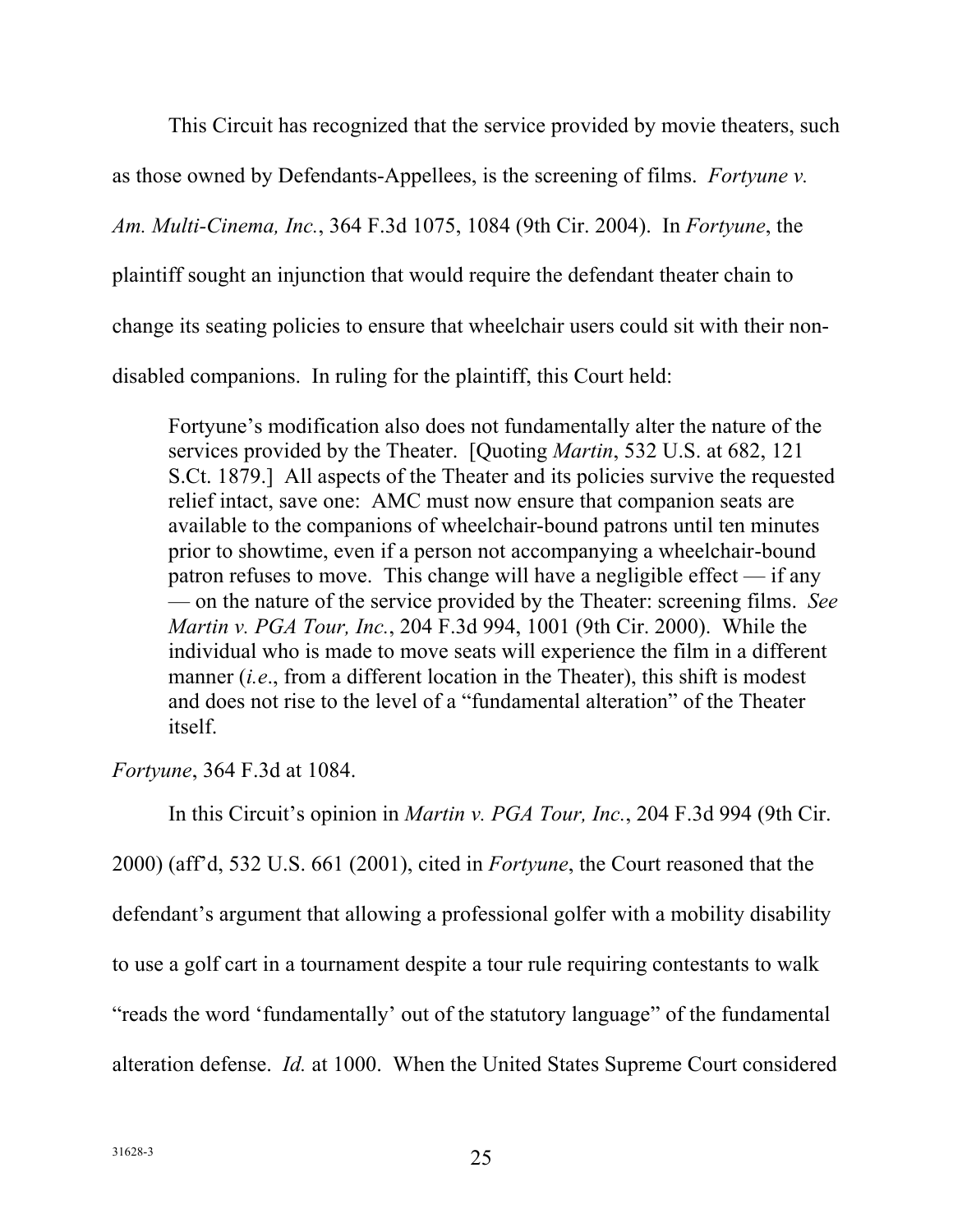This Circuit has recognized that the service provided by movie theaters, such as those owned by Defendants-Appellees, is the screening of films. *Fortyune v. Am. Multi-Cinema, Inc.*, 364 F.3d 1075, 1084 (9th Cir. 2004). In *Fortyune*, the plaintiff sought an injunction that would require the defendant theater chain to change its seating policies to ensure that wheelchair users could sit with their non-disabled companions. In ruling for the plaintiff, this Court held:

> Fortyune's modification also does not fundamentally alter the nature of the services provided by the Theater. [Quoting *Martin*, 532 U.S. at 682, 121 S.Ct. 1879.] All aspects of the Theater and its policies survive the requested relief intact, save one: AMC must now ensure that companion seats are available to the companions of wheelchair-bound patrons until ten minutes prior to showtime, even if a person not accompanying a wheelchair-bound patron refuses to move. This change will have a negligible effect — if any — on the nature of the service provided by the Theater: screening films. *See Martin v. PGA Tour, Inc.*, 204 F.3d 994, 1001 (9th Cir. 2000). While the individual who is made to move seats will experience the film in a different manner (*i.e*., from a different location in the Theater), this shift is modest and does not rise to the level of a "fundamental alteration" of the Theater itself.

*Fortyune*, 364 F.3d at 1084.

In this Circuit's opinion in *Martin v. PGA Tour, Inc.*, 204 F.3d 994 (9th Cir. 2000) (aff'd, 532 U.S. 661 (2001), cited in *Fortyune*, the Court reasoned that the defendant's argument that allowing a professional golfer with a mobility disability to use a golf cart in a tournament despite a tour rule requiring contestants to walk "reads the word 'fundamentally' out of the statutory language" of the fundamental alteration defense. *Id.* at 1000. When the United States Supreme Court considered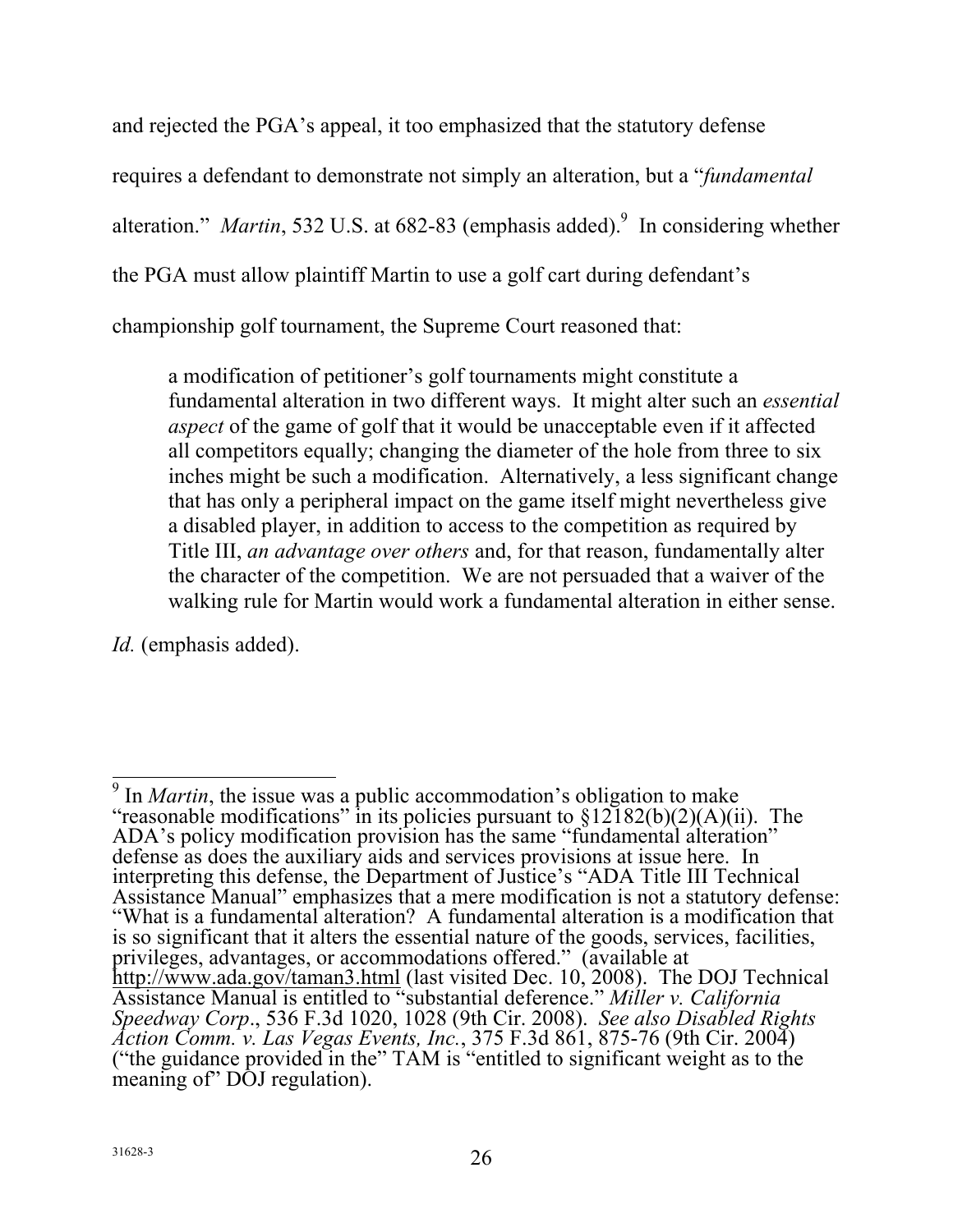and rejected the PGA's appeal, it too emphasized that the statutory defense requires a defendant to demonstrate not simply an alteration, but a "*fundamental* alteration." *Martin*, 532 U.S. at 682-83 (emphasis added).[9] In considering whether the PGA must allow plaintiff Martin to use a golf cart during defendant's championship golf tournament, the Supreme Court reasoned that:

> a modification of petitioner's golf tournaments might constitute a fundamental alteration in two different ways. It might alter such an *essential aspect* of the game of golf that it would be unacceptable even if it affected all competitors equally; changing the diameter of the hole from three to six inches might be such a modification. Alternatively, a less significant change that has only a peripheral impact on the game itself might nevertheless give a disabled player, in addition to access to the competition as required by Title III, *an advantage over others* and, for that reason, fundamentally alter the character of the competition. We are not persuaded that a waiver of the walking rule for Martin would work a fundamental alteration in either sense.

*Id.* (emphasis added).

---

[9] In *Martin*, the issue was a public accommodation's obligation to make "reasonable modifications" in its policies pursuant to §12182(b)(2)(A)(ii). The ADA's policy modification provision has the same "fundamental alteration" defense as does the auxiliary aids and services provisions at issue here. In interpreting this defense, the Department of Justice's "ADA Title III Technical Assistance Manual" emphasizes that a mere modification is not a statutory defense: "What is a fundamental alteration? A fundamental alteration is a modification that is so significant that it alters the essential nature of the goods, services, facilities, privileges, advantages, or accommodations offered." (available at http://www.ada.gov/taman3.html (last visited Dec. 10, 2008). The DOJ Technical Assistance Manual is entitled to "substantial deference." *Miller v. California Speedway Corp*., 536 F.3d 1020, 1028 (9th Cir. 2008). *See also Disabled Rights Action Comm. v. Las Vegas Events, Inc.*, 375 F.3d 861, 875-76 (9th Cir. 2004) ("the guidance provided in the" TAM is "entitled to significant weight as to the meaning of" DOJ regulation).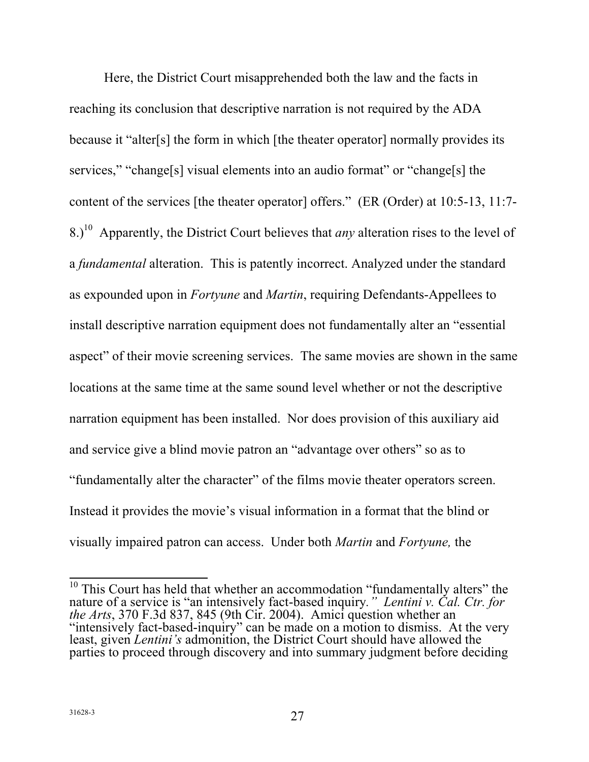Here, the District Court misapprehended both the law and the facts in reaching its conclusion that descriptive narration is not required by the ADA because it "alter[s] the form in which [the theater operator] normally provides its services," "change[s] visual elements into an audio format" or "change[s] the content of the services [the theater operator] offers." (ER (Order) at 10:5-13, 11:7-8.)[10] Apparently, the District Court believes that *any* alteration rises to the level of a *fundamental* alteration. This is patently incorrect. Analyzed under the standard as expounded upon in *Fortyune* and *Martin*, requiring Defendants-Appellees to install descriptive narration equipment does not fundamentally alter an "essential aspect" of their movie screening services. The same movies are shown in the same locations at the same time at the same sound level whether or not the descriptive narration equipment has been installed. Nor does provision of this auxiliary aid and service give a blind movie patron an "advantage over others" so as to "fundamentally alter the character" of the films movie theater operators screen. Instead it provides the movie's visual information in a format that the blind or visually impaired patron can access. Under both *Martin* and *Fortyune,* the

---

[10] This Court has held that whether an accommodation "fundamentally alters" the nature of a service is "an intensively fact-based inquiry*.*" *Lentini v. Cal. Ctr. for the Arts*, 370 F.3d 837, 845 (9th Cir. 2004). Amici question whether an "intensively fact-based-inquiry" can be made on a motion to dismiss. At the very least, given *Lentini's* admonition, the District Court should have allowed the parties to proceed through discovery and into summary judgment before deciding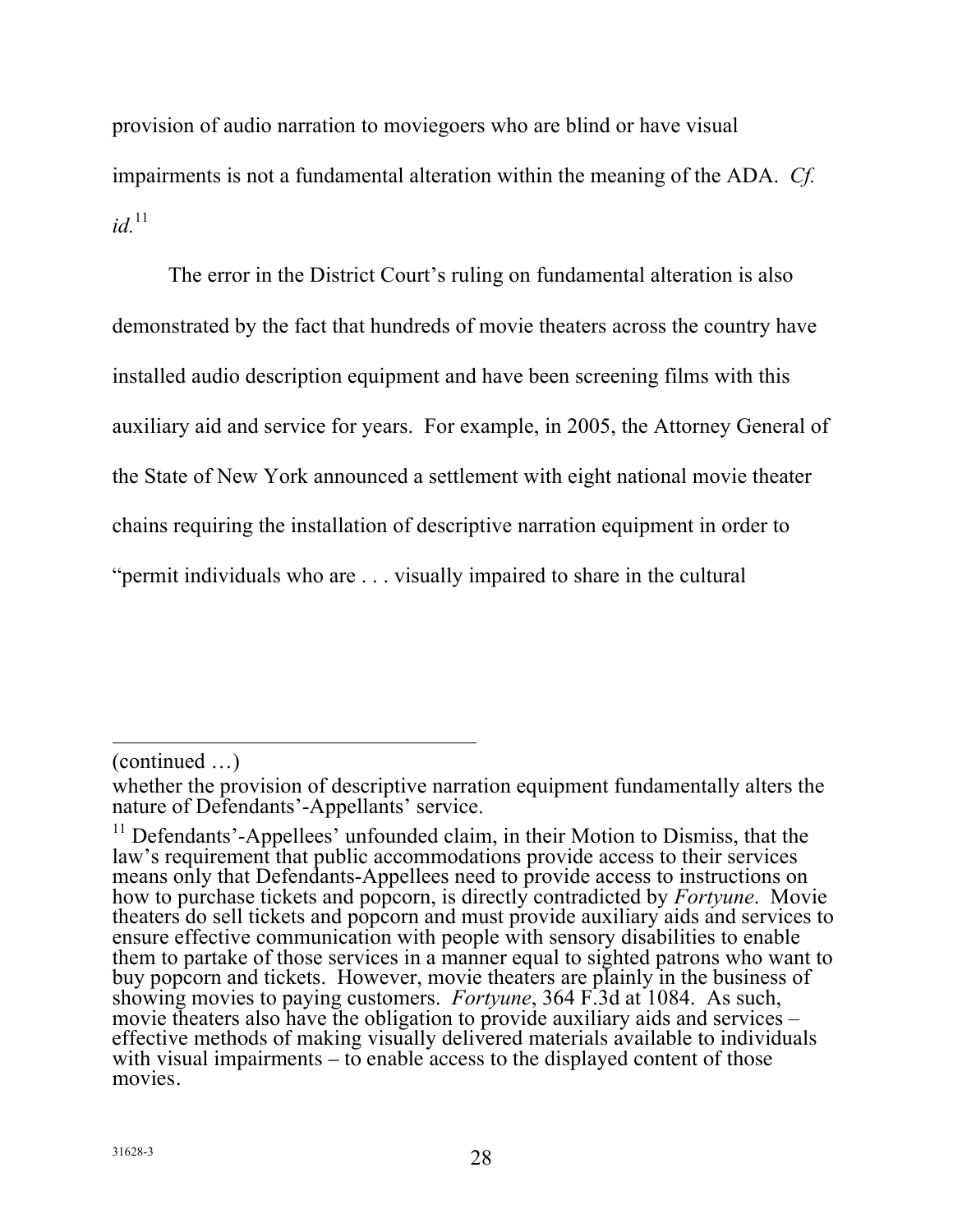provision of audio narration to moviegoers who are blind or have visual impairments is not a fundamental alteration within the meaning of the ADA. *Cf. id.*[11]

The error in the District Court's ruling on fundamental alteration is also demonstrated by the fact that hundreds of movie theaters across the country have installed audio description equipment and have been screening films with this auxiliary aid and service for years. For example, in 2005, the Attorney General of the State of New York announced a settlement with eight national movie theater chains requiring the installation of descriptive narration equipment in order to "permit individuals who are . . . visually impaired to share in the cultural

---

(continued …)

whether the provision of descriptive narration equipment fundamentally alters the nature of Defendants'-Appellants' service.

[11] Defendants'-Appellees' unfounded claim, in their Motion to Dismiss, that the law's requirement that public accommodations provide access to their services means only that Defendants-Appellees need to provide access to instructions on how to purchase tickets and popcorn, is directly contradicted by *Fortyune*. Movie theaters do sell tickets and popcorn and must provide auxiliary aids and services to ensure effective communication with people with sensory disabilities to enable them to partake of those services in a manner equal to sighted patrons who want to buy popcorn and tickets. However, movie theaters are plainly in the business of showing movies to paying customers. *Fortyune*, 364 F.3d at 1084. As such, movie theaters also have the obligation to provide auxiliary aids and services – effective methods of making visually delivered materials available to individuals with visual impairments – to enable access to the displayed content of those movies.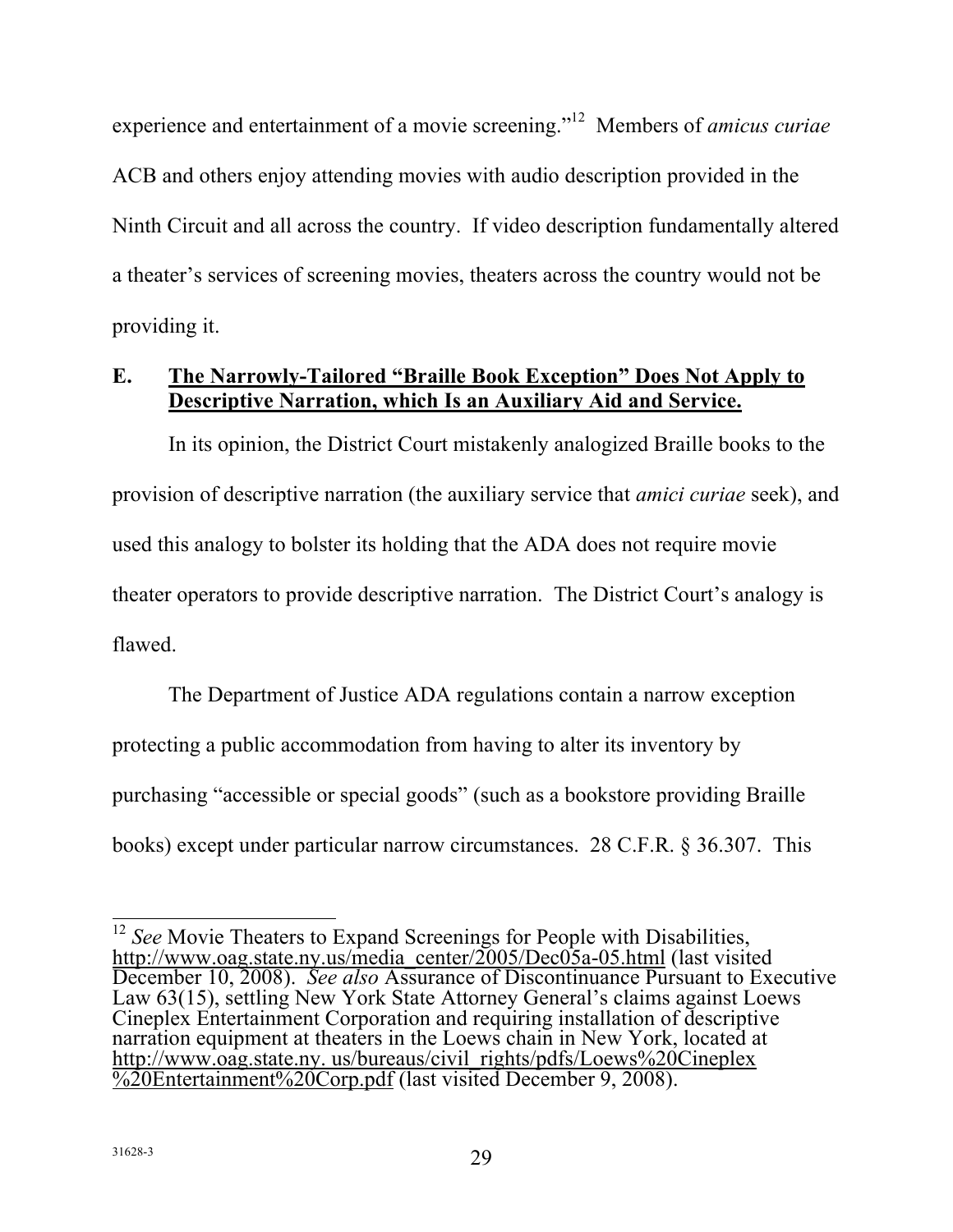experience and entertainment of a movie screening."[12] Members of *amicus curiae* ACB and others enjoy attending movies with audio description provided in the Ninth Circuit and all across the country. If video description fundamentally altered a theater's services of screening movies, theaters across the country would not be providing it.

## E. <u>The Narrowly-Tailored "Braille Book Exception" Does Not Apply to Descriptive Narration, which Is an Auxiliary Aid and Service.</u>

In its opinion, the District Court mistakenly analogized Braille books to the provision of descriptive narration (the auxiliary service that *amici curiae* seek), and used this analogy to bolster its holding that the ADA does not require movie theater operators to provide descriptive narration. The District Court's analogy is flawed.

The Department of Justice ADA regulations contain a narrow exception protecting a public accommodation from having to alter its inventory by purchasing "accessible or special goods" (such as a bookstore providing Braille books) except under particular narrow circumstances. 28 C.F.R. § 36.307. This

---

[12] *See* Movie Theaters to Expand Screenings for People with Disabilities, http://www.oag.state.ny.us/media_center/2005/Dec05a-05.html (last visited December 10, 2008). *See also* Assurance of Discontinuance Pursuant to Executive Law 63(15), settling New York State Attorney General's claims against Loews Cineplex Entertainment Corporation and requiring installation of descriptive narration equipment at theaters in the Loews chain in New York, located at http://www.oag.state.ny. us/bureaus/civil_rights/pdfs/Loews%20Cineplex %20Entertainment%20Corp.pdf (last visited December 9, 2008).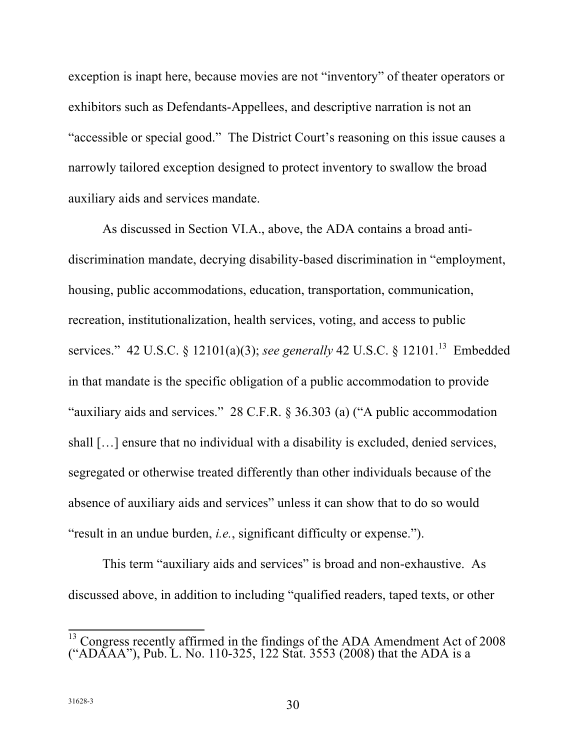exception is inapt here, because movies are not "inventory" of theater operators or exhibitors such as Defendants-Appellees, and descriptive narration is not an "accessible or special good." The District Court's reasoning on this issue causes a narrowly tailored exception designed to protect inventory to swallow the broad auxiliary aids and services mandate.

As discussed in Section VI.A., above, the ADA contains a broad anti-discrimination mandate, decrying disability-based discrimination in "employment, housing, public accommodations, education, transportation, communication, recreation, institutionalization, health services, voting, and access to public services." 42 U.S.C. § 12101(a)(3); *see generally* 42 U.S.C. § 12101.[13] Embedded in that mandate is the specific obligation of a public accommodation to provide "auxiliary aids and services." 28 C.F.R. § 36.303 (a) ("A public accommodation shall […] ensure that no individual with a disability is excluded, denied services, segregated or otherwise treated differently than other individuals because of the absence of auxiliary aids and services" unless it can show that to do so would "result in an undue burden, *i.e.*, significant difficulty or expense.").

This term "auxiliary aids and services" is broad and non-exhaustive. As discussed above, in addition to including "qualified readers, taped texts, or other

---

[13] Congress recently affirmed in the findings of the ADA Amendment Act of 2008 ("ADAAA"), Pub. L. No. 110-325, 122 Stat. 3553 (2008) that the ADA is a

31628-3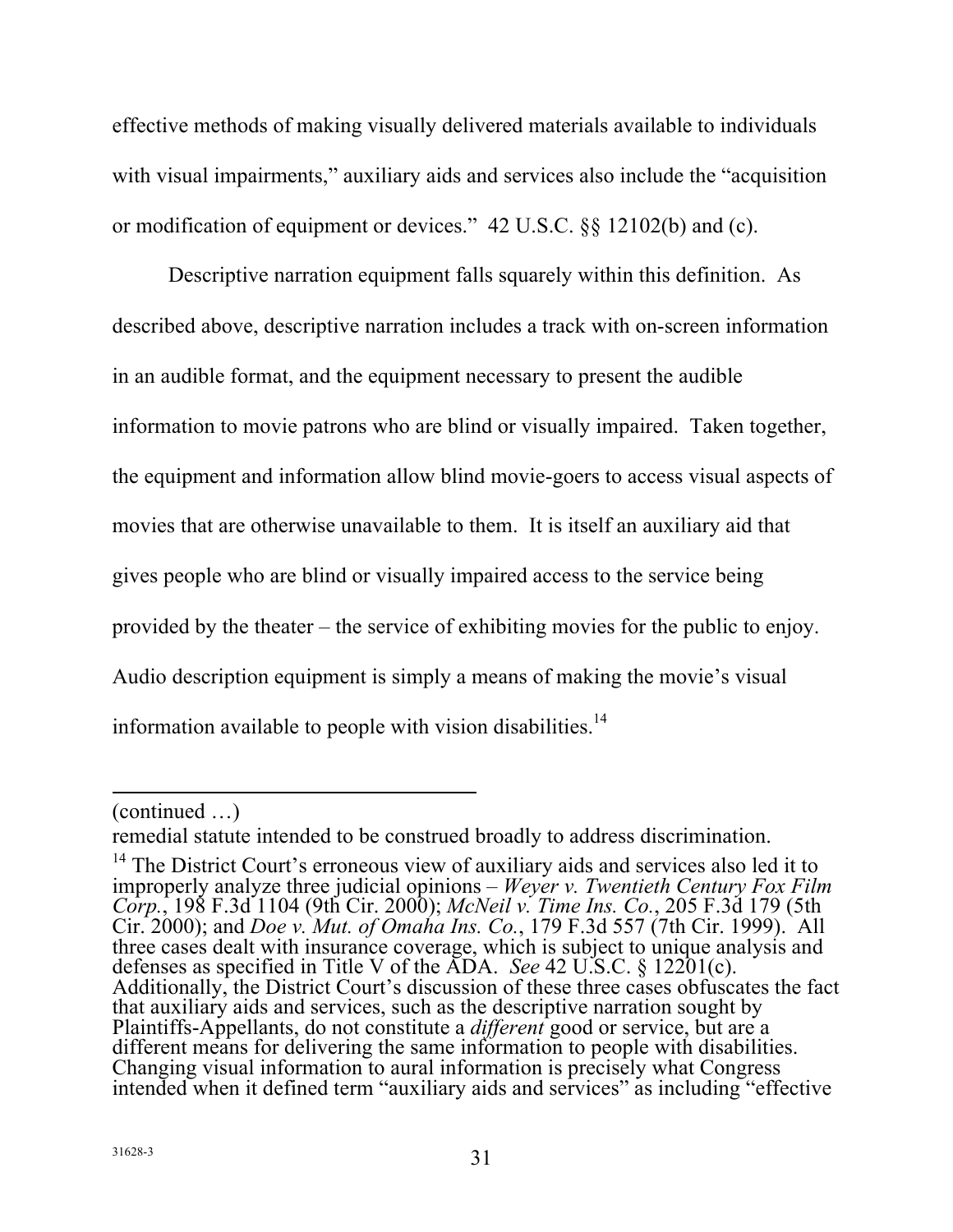effective methods of making visually delivered materials available to individuals with visual impairments," auxiliary aids and services also include the "acquisition or modification of equipment or devices." 42 U.S.C. §§ 12102(b) and (c).

Descriptive narration equipment falls squarely within this definition. As described above, descriptive narration includes a track with on-screen information in an audible format, and the equipment necessary to present the audible information to movie patrons who are blind or visually impaired. Taken together, the equipment and information allow blind movie-goers to access visual aspects of movies that are otherwise unavailable to them. It is itself an auxiliary aid that gives people who are blind or visually impaired access to the service being provided by the theater – the service of exhibiting movies for the public to enjoy. Audio description equipment is simply a means of making the movie's visual information available to people with vision disabilities.[14]

---

(continued …)

remedial statute intended to be construed broadly to address discrimination.

[14] The District Court's erroneous view of auxiliary aids and services also led it to improperly analyze three judicial opinions – *Weyer v. Twentieth Century Fox Film Corp.*, 198 F.3d 1104 (9th Cir. 2000); *McNeil v. Time Ins. Co.*, 205 F.3d 179 (5th Cir. 2000); and *Doe v. Mut. of Omaha Ins. Co.*, 179 F.3d 557 (7th Cir. 1999). All three cases dealt with insurance coverage, which is subject to unique analysis and defenses as specified in Title V of the ADA. *See* 42 U.S.C. § 12201(c). Additionally, the District Court's discussion of these three cases obfuscates the fact that auxiliary aids and services, such as the descriptive narration sought by Plaintiffs-Appellants, do not constitute a *different* good or service, but are a different means for delivering the same information to people with disabilities. Changing visual information to aural information is precisely what Congress intended when it defined term "auxiliary aids and services" as including "effective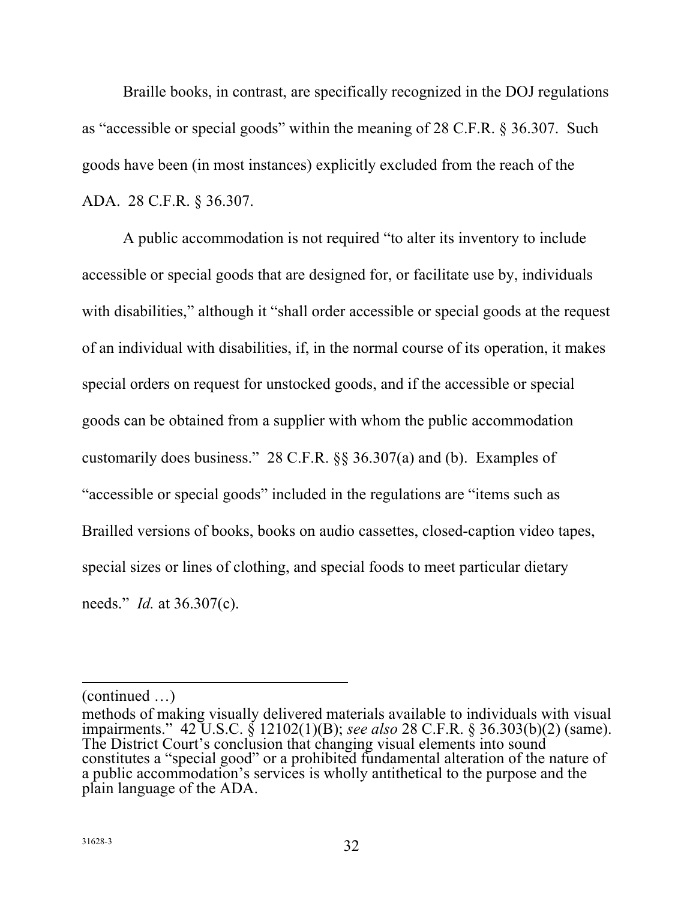Braille books, in contrast, are specifically recognized in the DOJ regulations as "accessible or special goods" within the meaning of 28 C.F.R. § 36.307. Such goods have been (in most instances) explicitly excluded from the reach of the ADA. 28 C.F.R. § 36.307.

A public accommodation is not required "to alter its inventory to include accessible or special goods that are designed for, or facilitate use by, individuals with disabilities," although it "shall order accessible or special goods at the request of an individual with disabilities, if, in the normal course of its operation, it makes special orders on request for unstocked goods, and if the accessible or special goods can be obtained from a supplier with whom the public accommodation customarily does business." 28 C.F.R. §§ 36.307(a) and (b). Examples of "accessible or special goods" included in the regulations are "items such as Brailled versions of books, books on audio cassettes, closed-caption video tapes, special sizes or lines of clothing, and special foods to meet particular dietary needs." *Id.* at 36.307(c).

---

(continued …)

methods of making visually delivered materials available to individuals with visual impairments." 42 U.S.C. § 12102(1)(B); *see also* 28 C.F.R. § 36.303(b)(2) (same). The District Court's conclusion that changing visual elements into sound constitutes a "special good" or a prohibited fundamental alteration of the nature of a public accommodation's services is wholly antithetical to the purpose and the plain language of the ADA.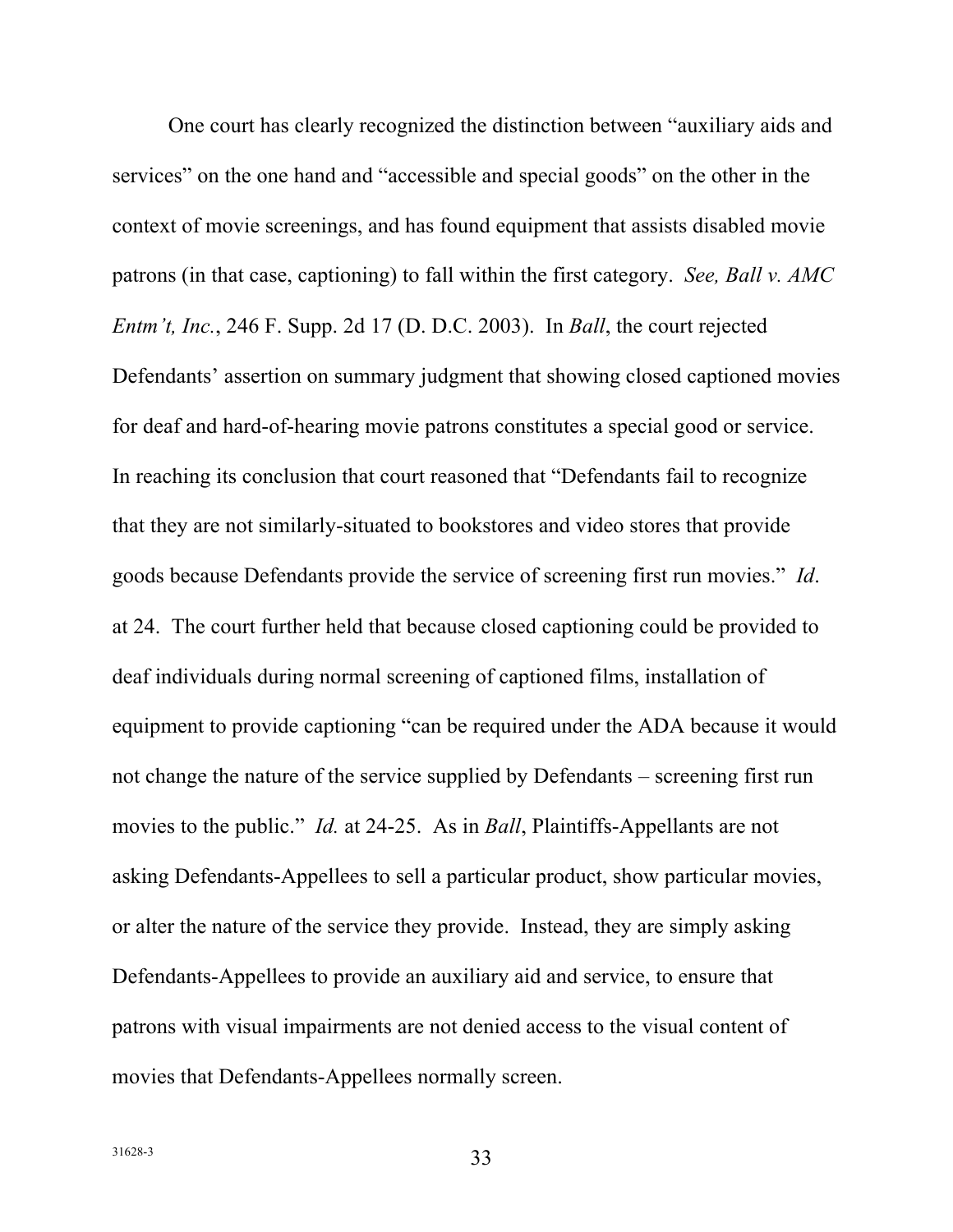One court has clearly recognized the distinction between "auxiliary aids and services" on the one hand and "accessible and special goods" on the other in the context of movie screenings, and has found equipment that assists disabled movie patrons (in that case, captioning) to fall within the first category. *See, Ball v. AMC Entm't, Inc.*, 246 F. Supp. 2d 17 (D. D.C. 2003). In *Ball*, the court rejected Defendants' assertion on summary judgment that showing closed captioned movies for deaf and hard-of-hearing movie patrons constitutes a special good or service. In reaching its conclusion that court reasoned that "Defendants fail to recognize that they are not similarly-situated to bookstores and video stores that provide goods because Defendants provide the service of screening first run movies." *Id*. at 24. The court further held that because closed captioning could be provided to deaf individuals during normal screening of captioned films, installation of equipment to provide captioning "can be required under the ADA because it would not change the nature of the service supplied by Defendants – screening first run movies to the public." *Id.* at 24-25. As in *Ball*, Plaintiffs-Appellants are not asking Defendants-Appellees to sell a particular product, show particular movies, or alter the nature of the service they provide. Instead, they are simply asking Defendants-Appellees to provide an auxiliary aid and service, to ensure that patrons with visual impairments are not denied access to the visual content of movies that Defendants-Appellees normally screen.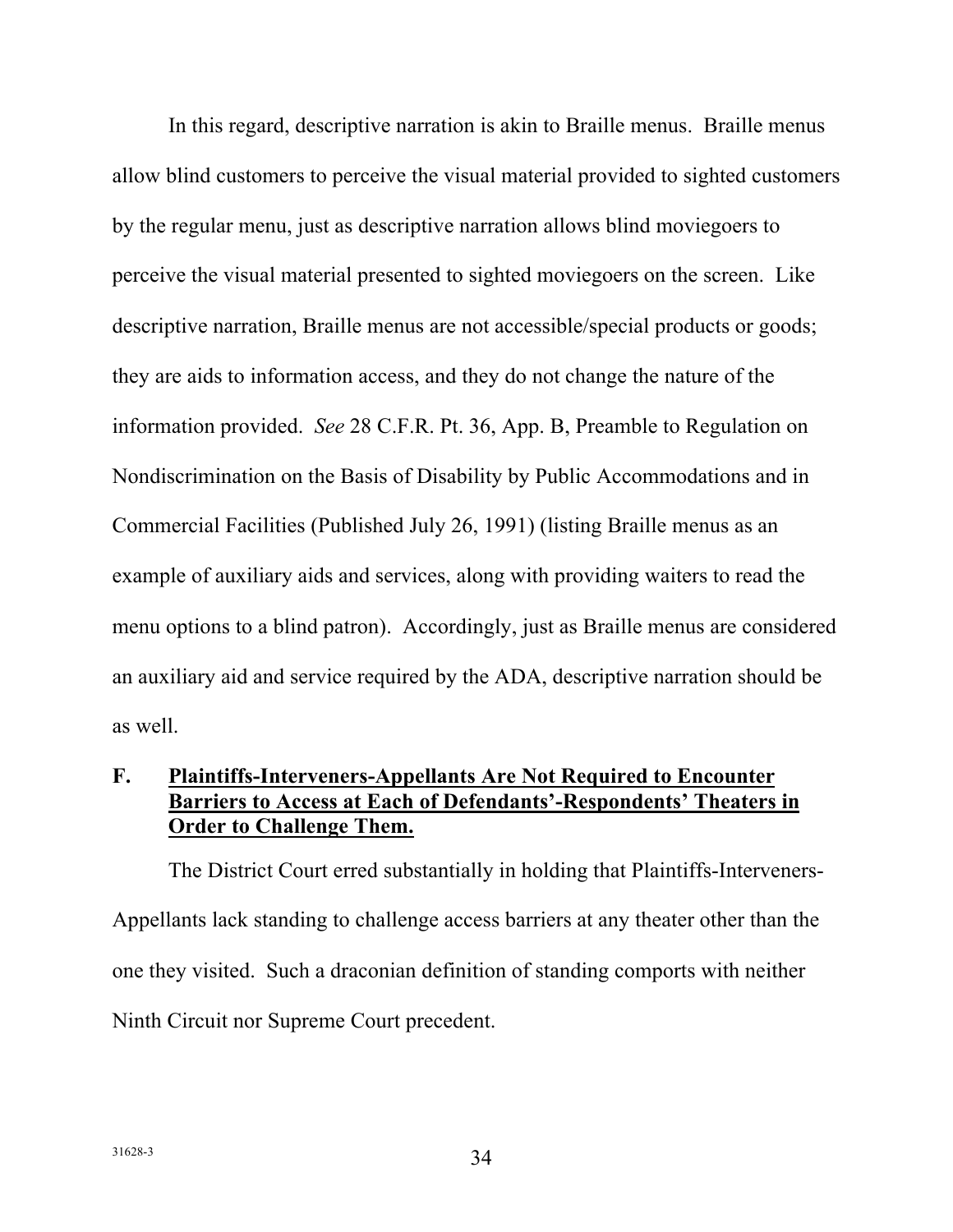In this regard, descriptive narration is akin to Braille menus. Braille menus allow blind customers to perceive the visual material provided to sighted customers by the regular menu, just as descriptive narration allows blind moviegoers to perceive the visual material presented to sighted moviegoers on the screen. Like descriptive narration, Braille menus are not accessible/special products or goods; they are aids to information access, and they do not change the nature of the information provided. *See* 28 C.F.R. Pt. 36, App. B, Preamble to Regulation on Nondiscrimination on the Basis of Disability by Public Accommodations and in Commercial Facilities (Published July 26, 1991) (listing Braille menus as an example of auxiliary aids and services, along with providing waiters to read the menu options to a blind patron). Accordingly, just as Braille menus are considered an auxiliary aid and service required by the ADA, descriptive narration should be as well.

### F. <u>Plaintiffs-Interveners-Appellants Are Not Required to Encounter Barriers to Access at Each of Defendants'-Respondents' Theaters in Order to Challenge Them.</u>

The District Court erred substantially in holding that Plaintiffs-Interveners-Appellants lack standing to challenge access barriers at any theater other than the one they visited. Such a draconian definition of standing comports with neither Ninth Circuit nor Supreme Court precedent.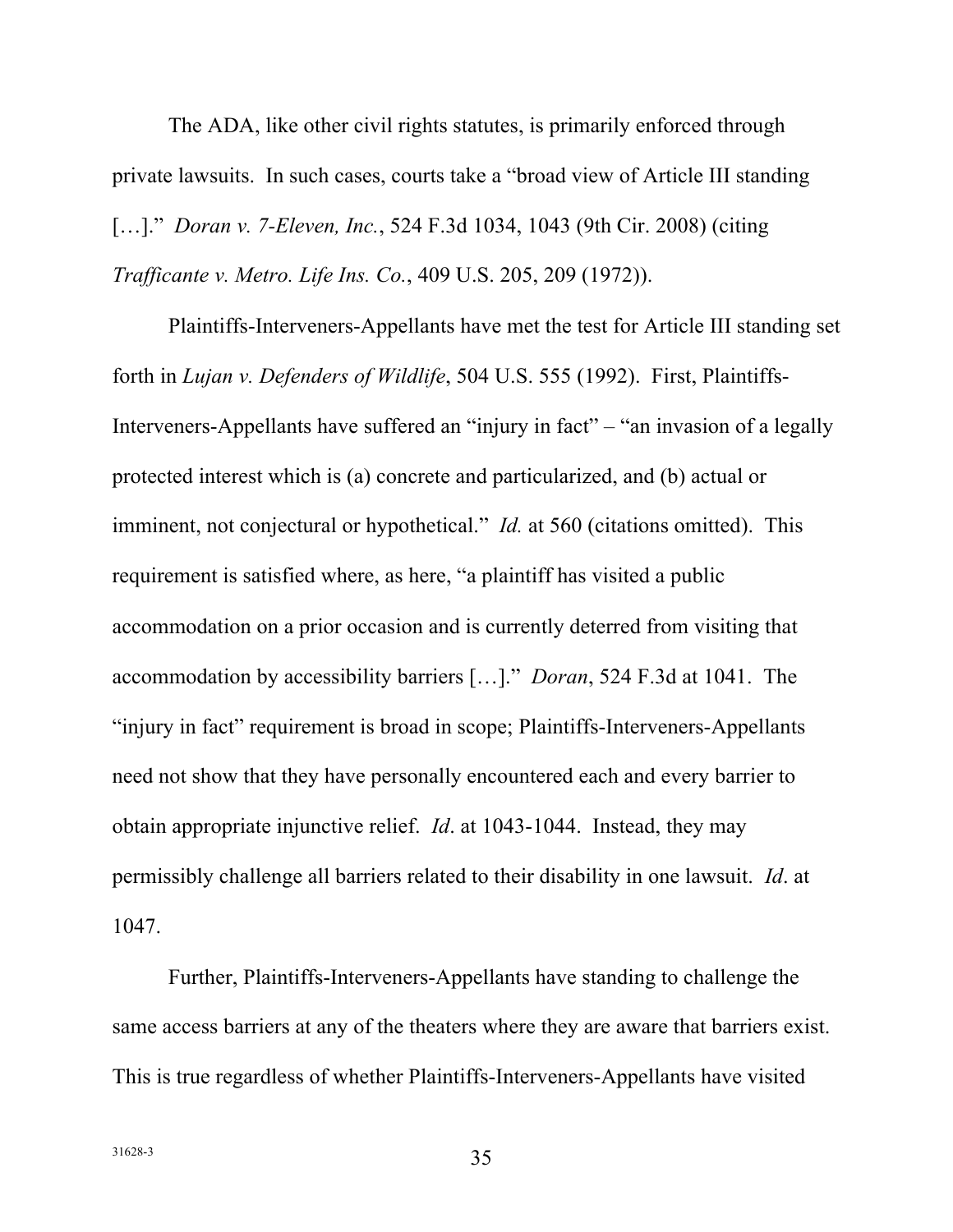The ADA, like other civil rights statutes, is primarily enforced through private lawsuits. In such cases, courts take a "broad view of Article III standing […]." *Doran v. 7-Eleven, Inc.*, 524 F.3d 1034, 1043 (9th Cir. 2008) (citing *Trafficante v. Metro. Life Ins. Co.*, 409 U.S. 205, 209 (1972)).

Plaintiffs-Interveners-Appellants have met the test for Article III standing set forth in *Lujan v. Defenders of Wildlife*, 504 U.S. 555 (1992). First, Plaintiffs-Interveners-Appellants have suffered an "injury in fact" – "an invasion of a legally protected interest which is (a) concrete and particularized, and (b) actual or imminent, not conjectural or hypothetical." *Id.* at 560 (citations omitted). This requirement is satisfied where, as here, "a plaintiff has visited a public accommodation on a prior occasion and is currently deterred from visiting that accommodation by accessibility barriers […]." *Doran*, 524 F.3d at 1041. The "injury in fact" requirement is broad in scope; Plaintiffs-Interveners-Appellants need not show that they have personally encountered each and every barrier to obtain appropriate injunctive relief. *Id*. at 1043-1044. Instead, they may permissibly challenge all barriers related to their disability in one lawsuit. *Id*. at 1047.

Further, Plaintiffs-Interveners-Appellants have standing to challenge the same access barriers at any of the theaters where they are aware that barriers exist. This is true regardless of whether Plaintiffs-Interveners-Appellants have visited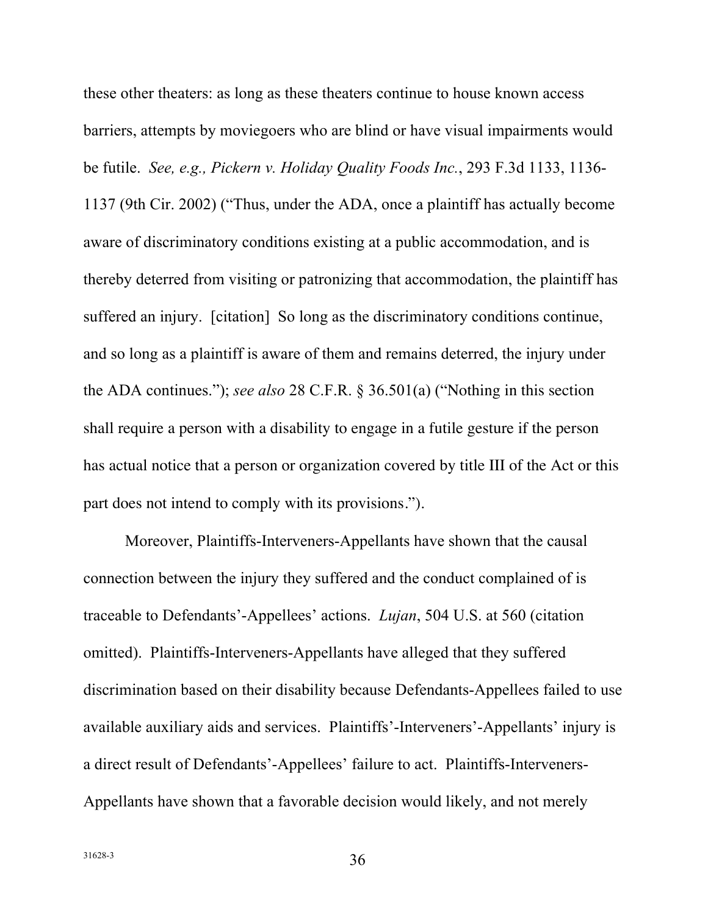these other theaters: as long as these theaters continue to house known access barriers, attempts by moviegoers who are blind or have visual impairments would be futile. *See, e.g., Pickern v. Holiday Quality Foods Inc.*, 293 F.3d 1133, 1136-1137 (9th Cir. 2002) ("Thus, under the ADA, once a plaintiff has actually become aware of discriminatory conditions existing at a public accommodation, and is thereby deterred from visiting or patronizing that accommodation, the plaintiff has suffered an injury. [citation] So long as the discriminatory conditions continue, and so long as a plaintiff is aware of them and remains deterred, the injury under the ADA continues."); *see also* 28 C.F.R. § 36.501(a) ("Nothing in this section shall require a person with a disability to engage in a futile gesture if the person has actual notice that a person or organization covered by title III of the Act or this part does not intend to comply with its provisions.").

Moreover, Plaintiffs-Interveners-Appellants have shown that the causal connection between the injury they suffered and the conduct complained of is traceable to Defendants'-Appellees' actions. *Lujan*, 504 U.S. at 560 (citation omitted). Plaintiffs-Interveners-Appellants have alleged that they suffered discrimination based on their disability because Defendants-Appellees failed to use available auxiliary aids and services. Plaintiffs'-Interveners'-Appellants' injury is a direct result of Defendants'-Appellees' failure to act. Plaintiffs-Interveners-Appellants have shown that a favorable decision would likely, and not merely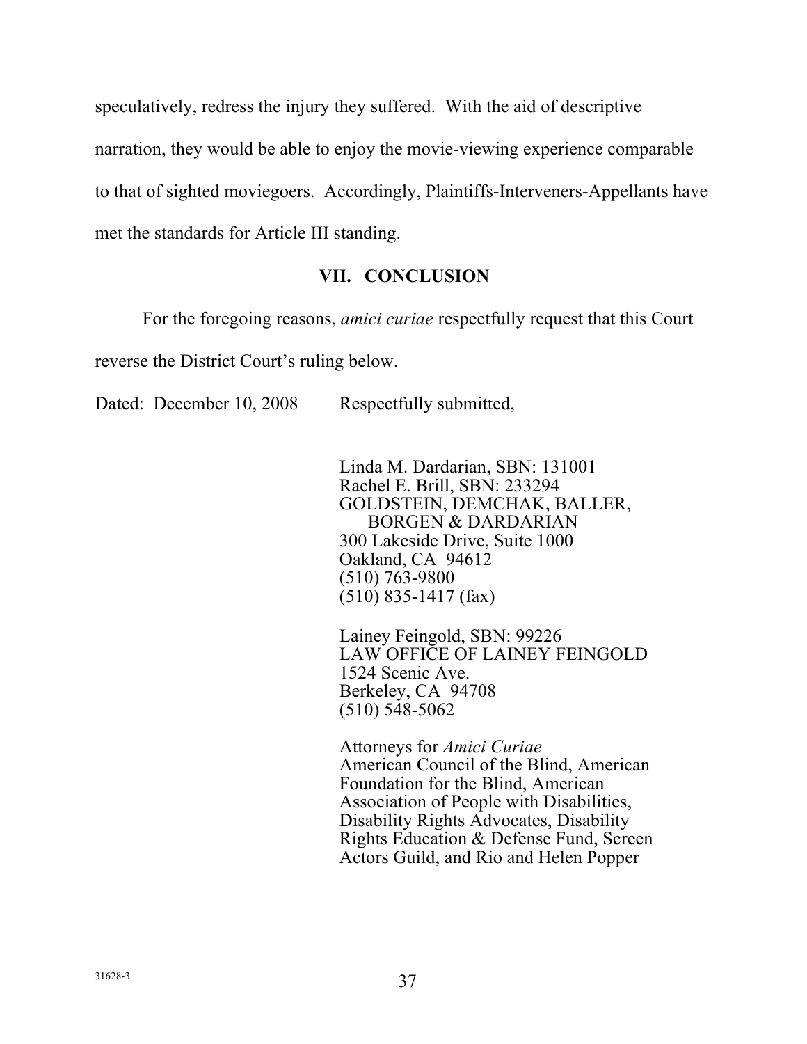speculatively, redress the injury they suffered. With the aid of descriptive narration, they would be able to enjoy the movie-viewing experience comparable to that of sighted moviegoers. Accordingly, Plaintiffs-Interveners-Appellants have met the standards for Article III standing.

## VII. CONCLUSION

For the foregoing reasons, *amici curiae* respectfully request that this Court reverse the District Court's ruling below.

Dated: December 10, 2008 Respectfully submitted,

Linda M. Dardarian, SBN: 131001
Rachel E. Brill, SBN: 233294
GOLDSTEIN, DEMCHAK, BALLER, BORGEN & DARDARIAN
300 Lakeside Drive, Suite 1000
Oakland, CA 94612
(510) 763-9800
(510) 835-1417 (fax)

Lainey Feingold, SBN: 99226
LAW OFFICE OF LAINEY FEINGOLD
1524 Scenic Ave.
Berkeley, CA 94708
(510) 548-5062

Attorneys for *Amici Curiae*
American Council of the Blind, American Foundation for the Blind, American Association of People with Disabilities, Disability Rights Advocates, Disability Rights Education & Defense Fund, Screen Actors Guild, and Rio and Helen Popper

31628-3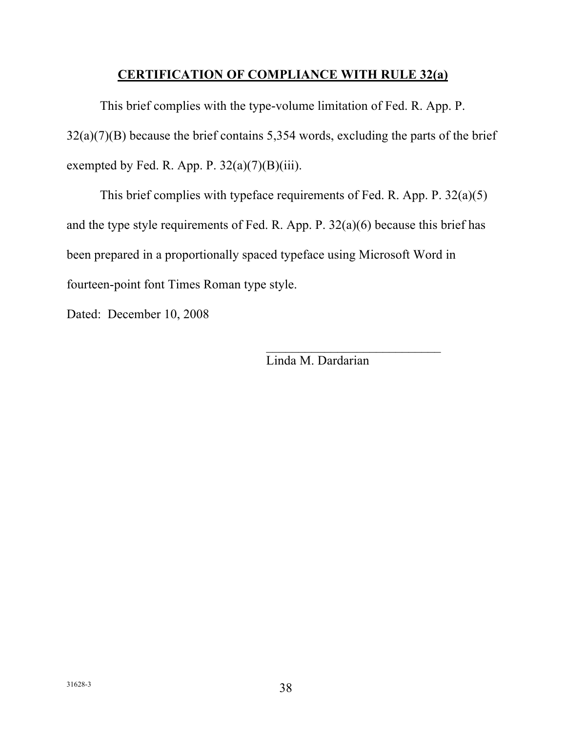## CERTIFICATION OF COMPLIANCE WITH RULE 32(a)

This brief complies with the type-volume limitation of Fed. R. App. P. 32(a)(7)(B) because the brief contains 5,354 words, excluding the parts of the brief exempted by Fed. R. App. P. 32(a)(7)(B)(iii).

This brief complies with typeface requirements of Fed. R. App. P. 32(a)(5) and the type style requirements of Fed. R. App. P. 32(a)(6) because this brief has been prepared in a proportionally spaced typeface using Microsoft Word in fourteen-point font Times Roman type style.

Dated: December 10, 2008

\_\_\_\_\_\_\_\_\_\_\_\_\_\_\_\_\_\_\_\_\_\_\_\_\_\_\_\_\_\_

Linda M. Dardarian

31628-3